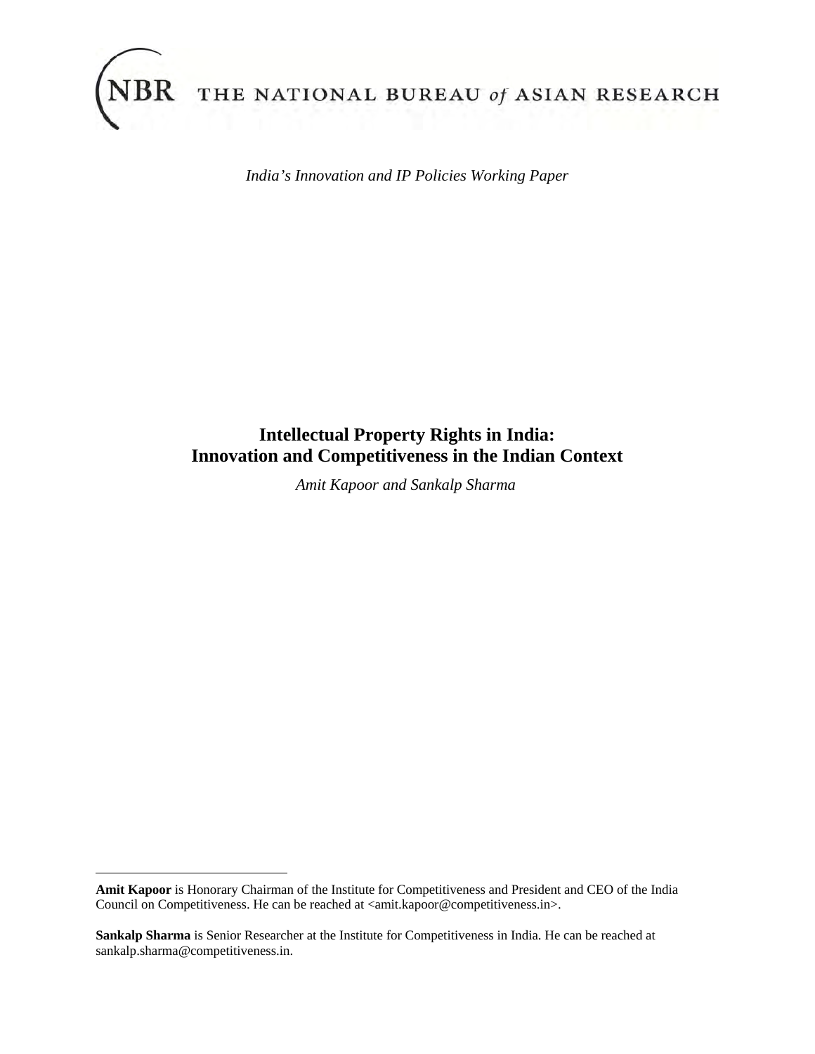NBR THE NATIONAL BUREAU *of* ASIAN RESEARCH

*India's Innovation and IP Policies Working Paper*

# Intellectual Property Rights in India: Innovation and Competitiveness in the Indian Context

*Amit Kapoor and Sankalp Sharma*

---

**Amit Kapoor** is Honorary Chairman of the Institute for Competitiveness and President and CEO of the India Council on Competitiveness. He can be reached at <amit.kapoor@competitiveness.in>.

**Sankalp Sharma** is Senior Researcher at the Institute for Competitiveness in India. He can be reached at sankalp.sharma@competitiveness.in.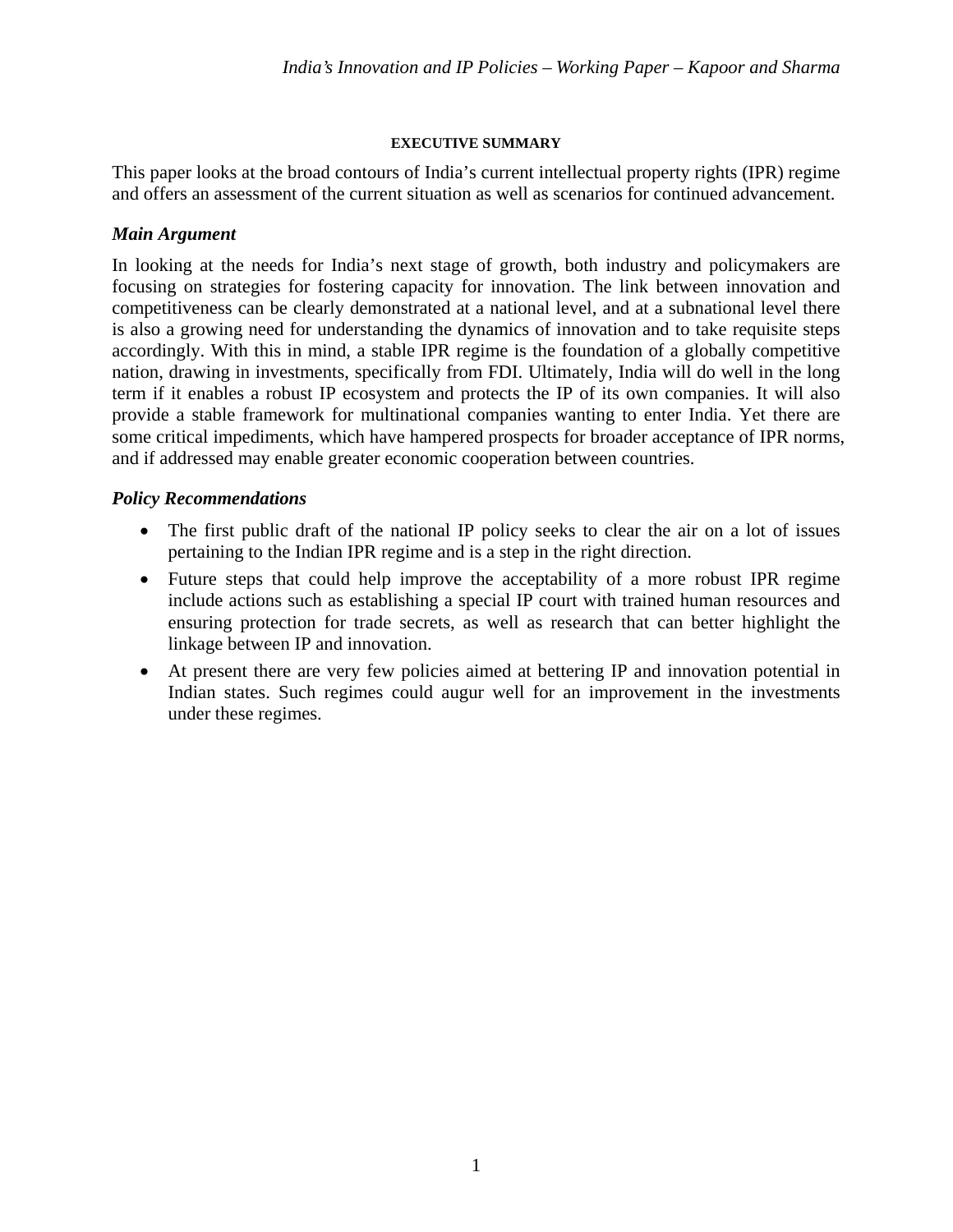## EXECUTIVE SUMMARY

This paper looks at the broad contours of India's current intellectual property rights (IPR) regime and offers an assessment of the current situation as well as scenarios for continued advancement.

### *Main Argument*

In looking at the needs for India's next stage of growth, both industry and policymakers are focusing on strategies for fostering capacity for innovation. The link between innovation and competitiveness can be clearly demonstrated at a national level, and at a subnational level there is also a growing need for understanding the dynamics of innovation and to take requisite steps accordingly. With this in mind, a stable IPR regime is the foundation of a globally competitive nation, drawing in investments, specifically from FDI. Ultimately, India will do well in the long term if it enables a robust IP ecosystem and protects the IP of its own companies. It will also provide a stable framework for multinational companies wanting to enter India. Yet there are some critical impediments, which have hampered prospects for broader acceptance of IPR norms, and if addressed may enable greater economic cooperation between countries.

### *Policy Recommendations*

- The first public draft of the national IP policy seeks to clear the air on a lot of issues pertaining to the Indian IPR regime and is a step in the right direction.
- Future steps that could help improve the acceptability of a more robust IPR regime include actions such as establishing a special IP court with trained human resources and ensuring protection for trade secrets, as well as research that can better highlight the linkage between IP and innovation.
- At present there are very few policies aimed at bettering IP and innovation potential in Indian states. Such regimes could augur well for an improvement in the investments under these regimes.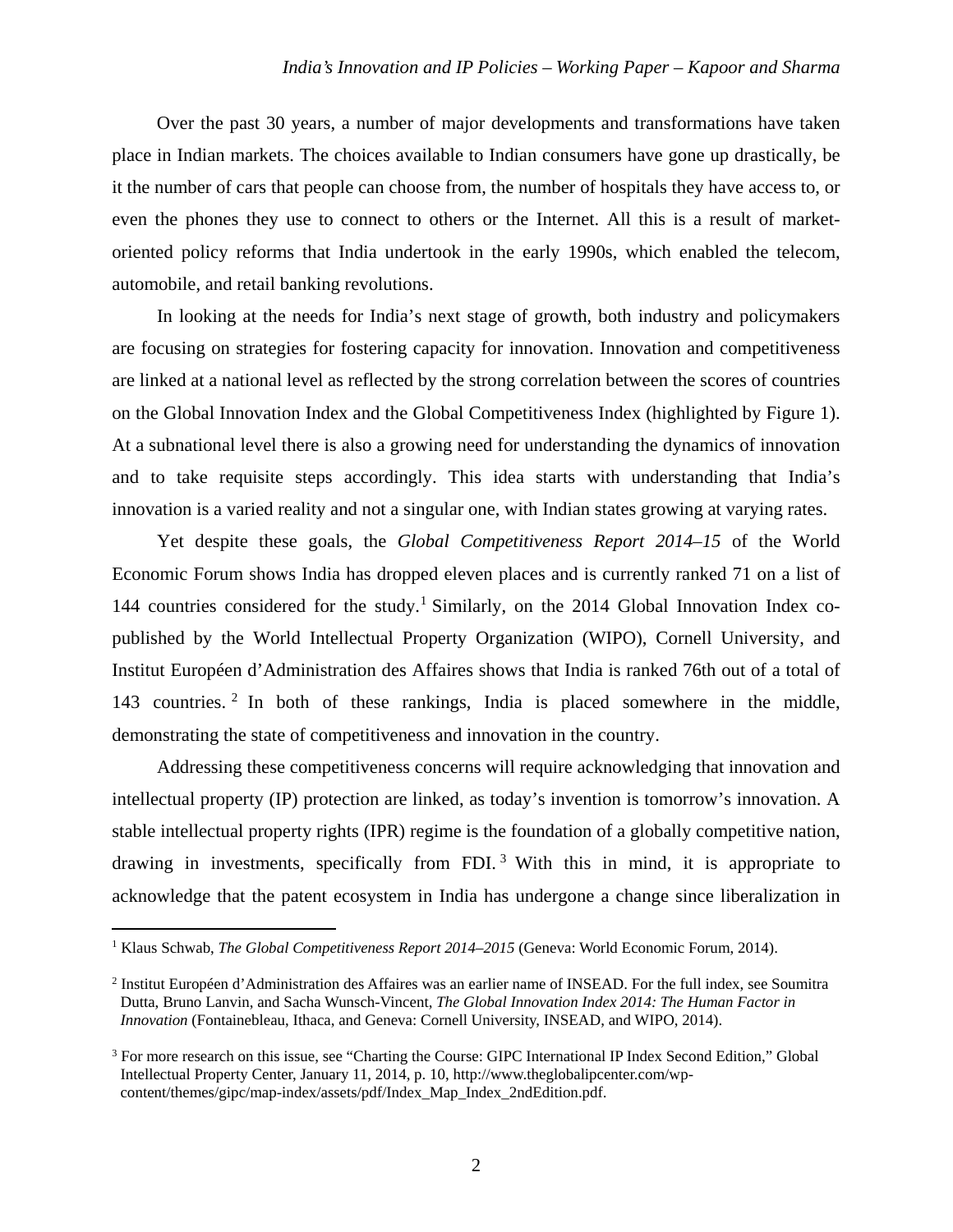Over the past 30 years, a number of major developments and transformations have taken place in Indian markets. The choices available to Indian consumers have gone up drastically, be it the number of cars that people can choose from, the number of hospitals they have access to, or even the phones they use to connect to others or the Internet. All this is a result of market-oriented policy reforms that India undertook in the early 1990s, which enabled the telecom, automobile, and retail banking revolutions.

In looking at the needs for India's next stage of growth, both industry and policymakers are focusing on strategies for fostering capacity for innovation. Innovation and competitiveness are linked at a national level as reflected by the strong correlation between the scores of countries on the Global Innovation Index and the Global Competitiveness Index (highlighted by Figure 1). At a subnational level there is also a growing need for understanding the dynamics of innovation and to take requisite steps accordingly. This idea starts with understanding that India's innovation is a varied reality and not a singular one, with Indian states growing at varying rates.

Yet despite these goals, the *Global Competitiveness Report 2014–15* of the World Economic Forum shows India has dropped eleven places and is currently ranked 71 on a list of 144 countries considered for the study.[1] Similarly, on the 2014 Global Innovation Index co-published by the World Intellectual Property Organization (WIPO), Cornell University, and Institut Européen d'Administration des Affaires shows that India is ranked 76th out of a total of 143 countries.[2] In both of these rankings, India is placed somewhere in the middle, demonstrating the state of competitiveness and innovation in the country.

Addressing these competitiveness concerns will require acknowledging that innovation and intellectual property (IP) protection are linked, as today's invention is tomorrow's innovation. A stable intellectual property rights (IPR) regime is the foundation of a globally competitive nation, drawing in investments, specifically from FDI.[3] With this in mind, it is appropriate to acknowledge that the patent ecosystem in India has undergone a change since liberalization in

---

[1] Klaus Schwab, *The Global Competitiveness Report 2014–2015* (Geneva: World Economic Forum, 2014).

[2] Institut Européen d'Administration des Affaires was an earlier name of INSEAD. For the full index, see Soumitra Dutta, Bruno Lanvin, and Sacha Wunsch-Vincent, *The Global Innovation Index 2014: The Human Factor in Innovation* (Fontainebleau, Ithaca, and Geneva: Cornell University, INSEAD, and WIPO, 2014).

[3] For more research on this issue, see "Charting the Course: GIPC International IP Index Second Edition," Global Intellectual Property Center, January 11, 2014, p. 10, http://www.theglobalipcenter.com/wp-content/themes/gipc/map-index/assets/pdf/Index_Map_Index_2ndEdition.pdf.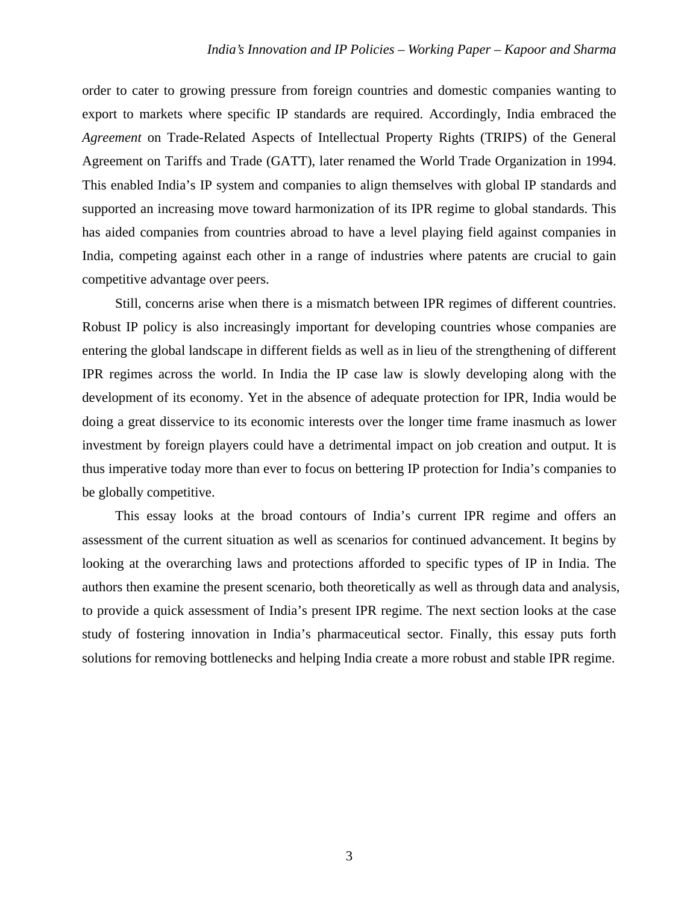order to cater to growing pressure from foreign countries and domestic companies wanting to export to markets where specific IP standards are required. Accordingly, India embraced the *Agreement* on Trade-Related Aspects of Intellectual Property Rights (TRIPS) of the General Agreement on Tariffs and Trade (GATT), later renamed the World Trade Organization in 1994. This enabled India's IP system and companies to align themselves with global IP standards and supported an increasing move toward harmonization of its IPR regime to global standards. This has aided companies from countries abroad to have a level playing field against companies in India, competing against each other in a range of industries where patents are crucial to gain competitive advantage over peers.

Still, concerns arise when there is a mismatch between IPR regimes of different countries. Robust IP policy is also increasingly important for developing countries whose companies are entering the global landscape in different fields as well as in lieu of the strengthening of different IPR regimes across the world. In India the IP case law is slowly developing along with the development of its economy. Yet in the absence of adequate protection for IPR, India would be doing a great disservice to its economic interests over the longer time frame inasmuch as lower investment by foreign players could have a detrimental impact on job creation and output. It is thus imperative today more than ever to focus on bettering IP protection for India's companies to be globally competitive.

This essay looks at the broad contours of India's current IPR regime and offers an assessment of the current situation as well as scenarios for continued advancement. It begins by looking at the overarching laws and protections afforded to specific types of IP in India. The authors then examine the present scenario, both theoretically as well as through data and analysis, to provide a quick assessment of India's present IPR regime. The next section looks at the case study of fostering innovation in India's pharmaceutical sector. Finally, this essay puts forth solutions for removing bottlenecks and helping India create a more robust and stable IPR regime.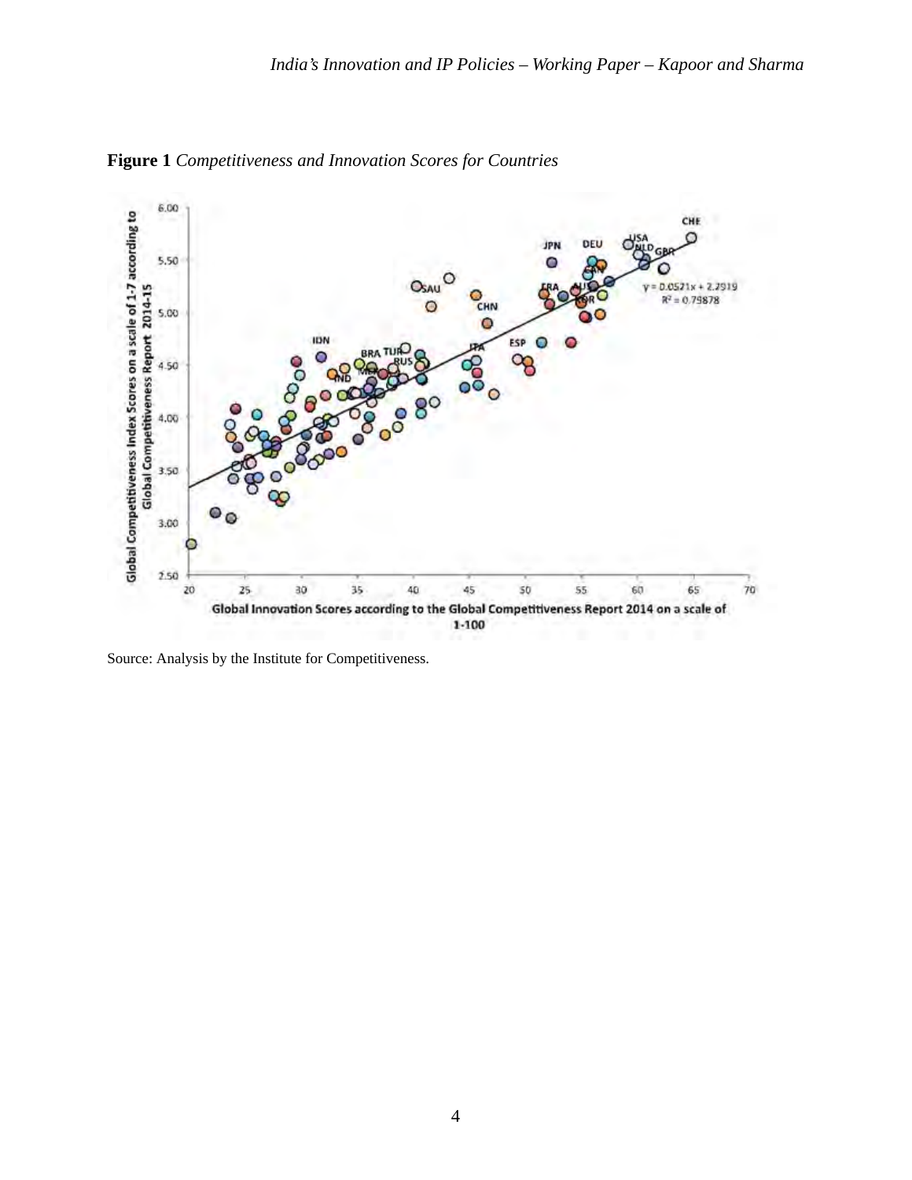**Figure 1** *Competitiveness and Innovation Scores for Countries*

Source: Analysis by the Institute for Competitiveness.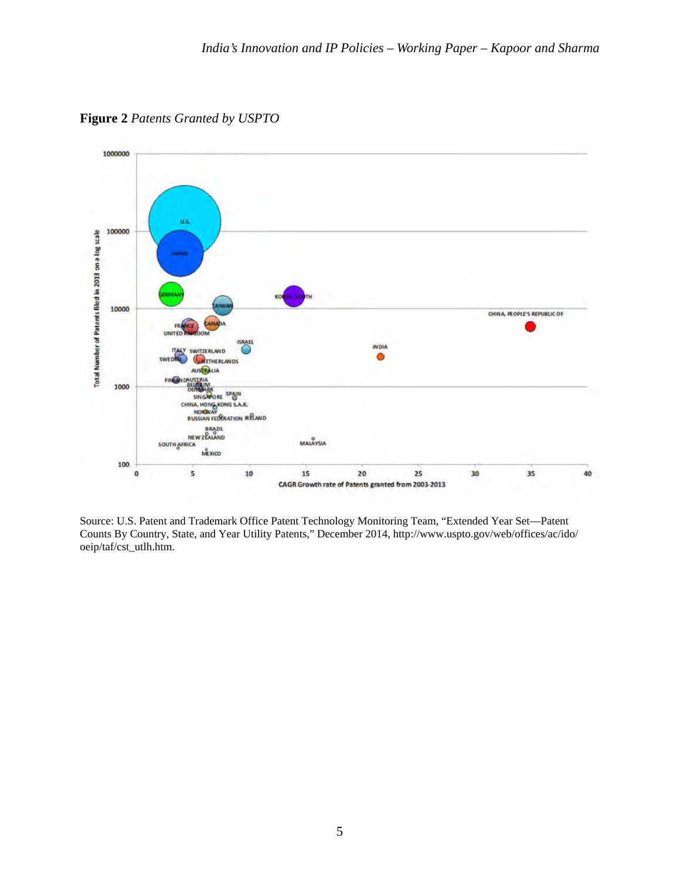**Figure 2** *Patents Granted by USPTO*

Source: U.S. Patent and Trademark Office Patent Technology Monitoring Team, "Extended Year Set—Patent Counts By Country, State, and Year Utility Patents," December 2014, http://www.uspto.gov/web/offices/ac/ido/oeip/taf/cst_utlh.htm.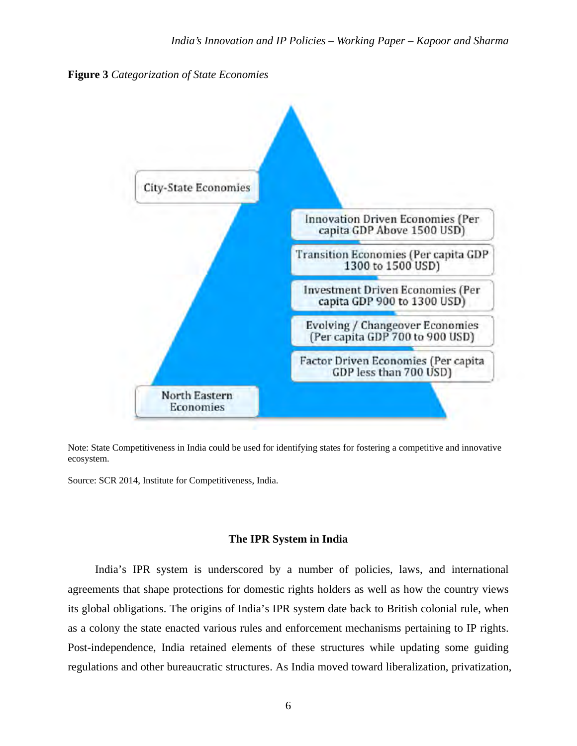**Figure 3** *Categorization of State Economies*

City-State Economies

Innovation Driven Economies (Per capita GDP Above 1500 USD)

Transition Economies (Per capita GDP 1300 to 1500 USD)

Investment Driven Economies (Per capita GDP 900 to 1300 USD)

Evolving / Changeover Economies (Per capita GDP 700 to 900 USD)

Factor Driven Economies (Per capita GDP less than 700 USD)

North Eastern Economies

Note: State Competitiveness in India could be used for identifying states for fostering a competitive and innovative ecosystem.

Source: SCR 2014, Institute for Competitiveness, India.

## The IPR System in India

India's IPR system is underscored by a number of policies, laws, and international agreements that shape protections for domestic rights holders as well as how the country views its global obligations. The origins of India's IPR system date back to British colonial rule, when as a colony the state enacted various rules and enforcement mechanisms pertaining to IP rights. Post-independence, India retained elements of these structures while updating some guiding regulations and other bureaucratic structures. As India moved toward liberalization, privatization,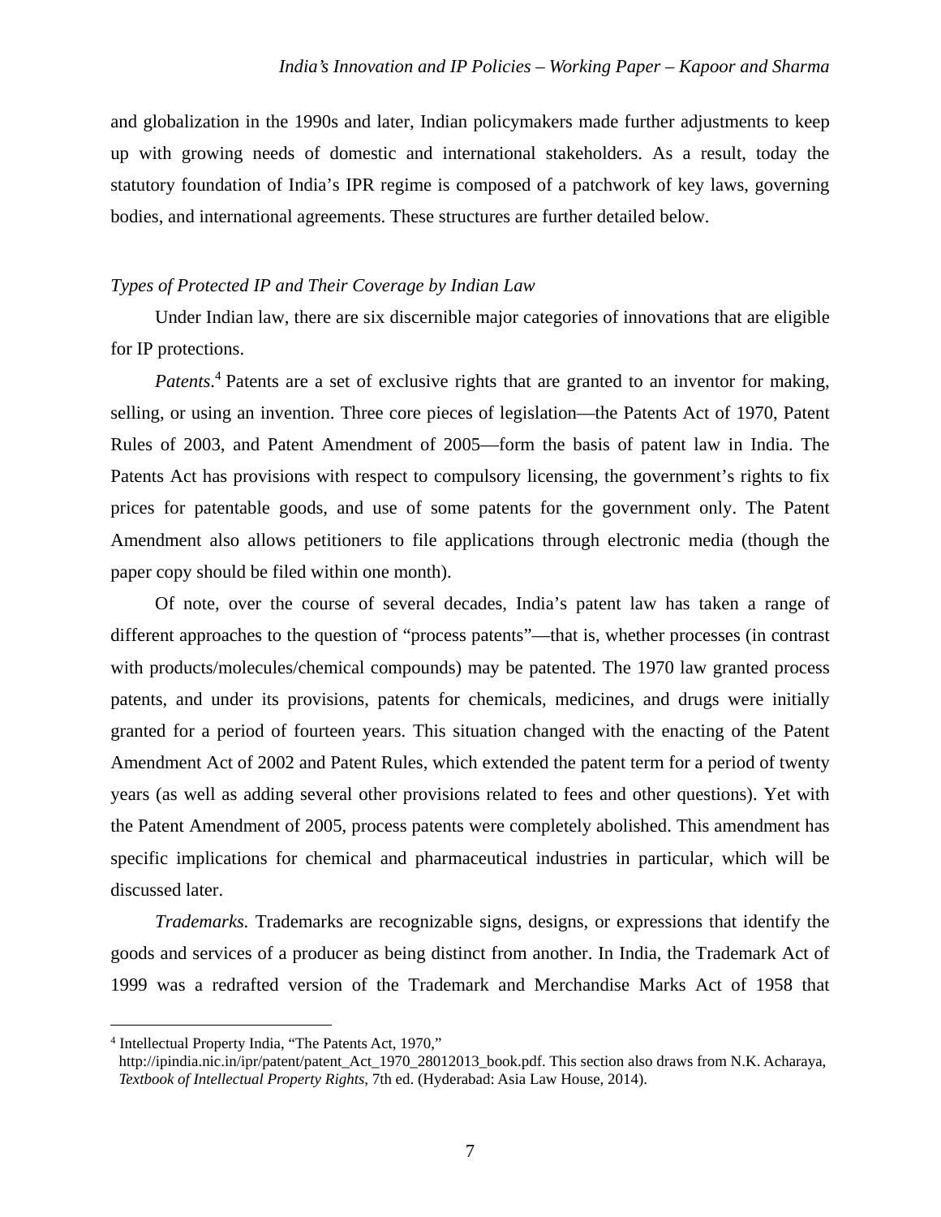and globalization in the 1990s and later, Indian policymakers made further adjustments to keep up with growing needs of domestic and international stakeholders. As a result, today the statutory foundation of India's IPR regime is composed of a patchwork of key laws, governing bodies, and international agreements. These structures are further detailed below.

*Types of Protected IP and Their Coverage by Indian Law*

Under Indian law, there are six discernible major categories of innovations that are eligible for IP protections.

*Patents*.[4] Patents are a set of exclusive rights that are granted to an inventor for making, selling, or using an invention. Three core pieces of legislation—the Patents Act of 1970, Patent Rules of 2003, and Patent Amendment of 2005—form the basis of patent law in India. The Patents Act has provisions with respect to compulsory licensing, the government's rights to fix prices for patentable goods, and use of some patents for the government only. The Patent Amendment also allows petitioners to file applications through electronic media (though the paper copy should be filed within one month).

Of note, over the course of several decades, India's patent law has taken a range of different approaches to the question of "process patents"—that is, whether processes (in contrast with products/molecules/chemical compounds) may be patented. The 1970 law granted process patents, and under its provisions, patents for chemicals, medicines, and drugs were initially granted for a period of fourteen years. This situation changed with the enacting of the Patent Amendment Act of 2002 and Patent Rules, which extended the patent term for a period of twenty years (as well as adding several other provisions related to fees and other questions). Yet with the Patent Amendment of 2005, process patents were completely abolished. This amendment has specific implications for chemical and pharmaceutical industries in particular, which will be discussed later.

*Trademarks.* Trademarks are recognizable signs, designs, or expressions that identify the goods and services of a producer as being distinct from another. In India, the Trademark Act of 1999 was a redrafted version of the Trademark and Merchandise Marks Act of 1958 that

---

[4] Intellectual Property India, "The Patents Act, 1970," http://ipindia.nic.in/ipr/patent/patent_Act_1970_28012013_book.pdf. This section also draws from N.K. Acharaya, *Textbook of Intellectual Property Rights*, 7th ed. (Hyderabad: Asia Law House, 2014).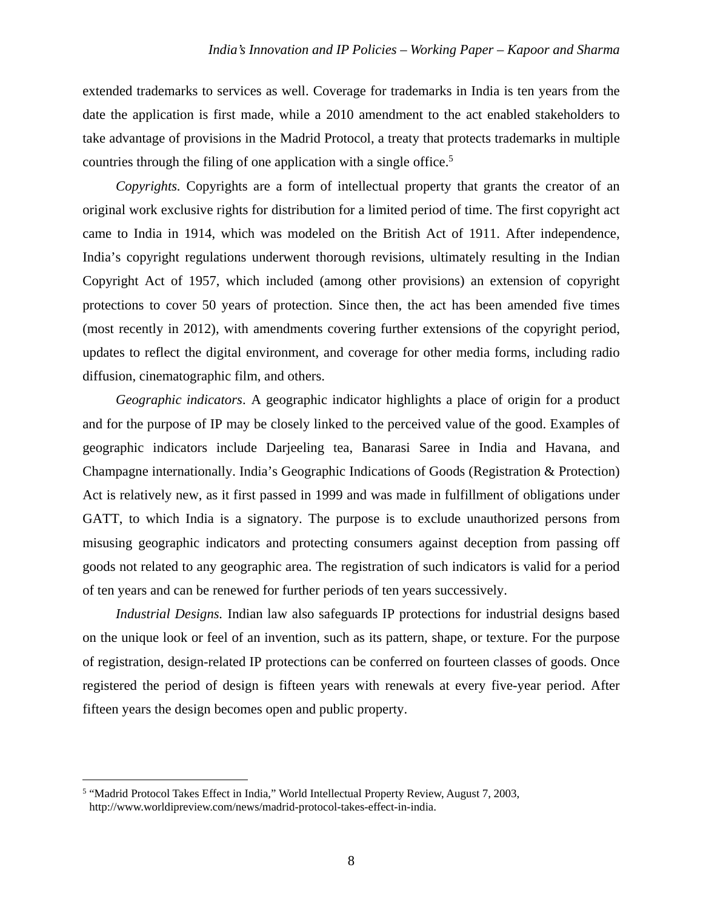extended trademarks to services as well. Coverage for trademarks in India is ten years from the date the application is first made, while a 2010 amendment to the act enabled stakeholders to take advantage of provisions in the Madrid Protocol, a treaty that protects trademarks in multiple countries through the filing of one application with a single office.[5]

*Copyrights.* Copyrights are a form of intellectual property that grants the creator of an original work exclusive rights for distribution for a limited period of time. The first copyright act came to India in 1914, which was modeled on the British Act of 1911. After independence, India's copyright regulations underwent thorough revisions, ultimately resulting in the Indian Copyright Act of 1957, which included (among other provisions) an extension of copyright protections to cover 50 years of protection. Since then, the act has been amended five times (most recently in 2012), with amendments covering further extensions of the copyright period, updates to reflect the digital environment, and coverage for other media forms, including radio diffusion, cinematographic film, and others.

*Geographic indicators*. A geographic indicator highlights a place of origin for a product and for the purpose of IP may be closely linked to the perceived value of the good. Examples of geographic indicators include Darjeeling tea, Banarasi Saree in India and Havana, and Champagne internationally. India's Geographic Indications of Goods (Registration & Protection) Act is relatively new, as it first passed in 1999 and was made in fulfillment of obligations under GATT, to which India is a signatory. The purpose is to exclude unauthorized persons from misusing geographic indicators and protecting consumers against deception from passing off goods not related to any geographic area. The registration of such indicators is valid for a period of ten years and can be renewed for further periods of ten years successively.

*Industrial Designs.* Indian law also safeguards IP protections for industrial designs based on the unique look or feel of an invention, such as its pattern, shape, or texture. For the purpose of registration, design-related IP protections can be conferred on fourteen classes of goods. Once registered the period of design is fifteen years with renewals at every five-year period. After fifteen years the design becomes open and public property.

---

[5] "Madrid Protocol Takes Effect in India," World Intellectual Property Review, August 7, 2003, http://www.worldipreview.com/news/madrid-protocol-takes-effect-in-india.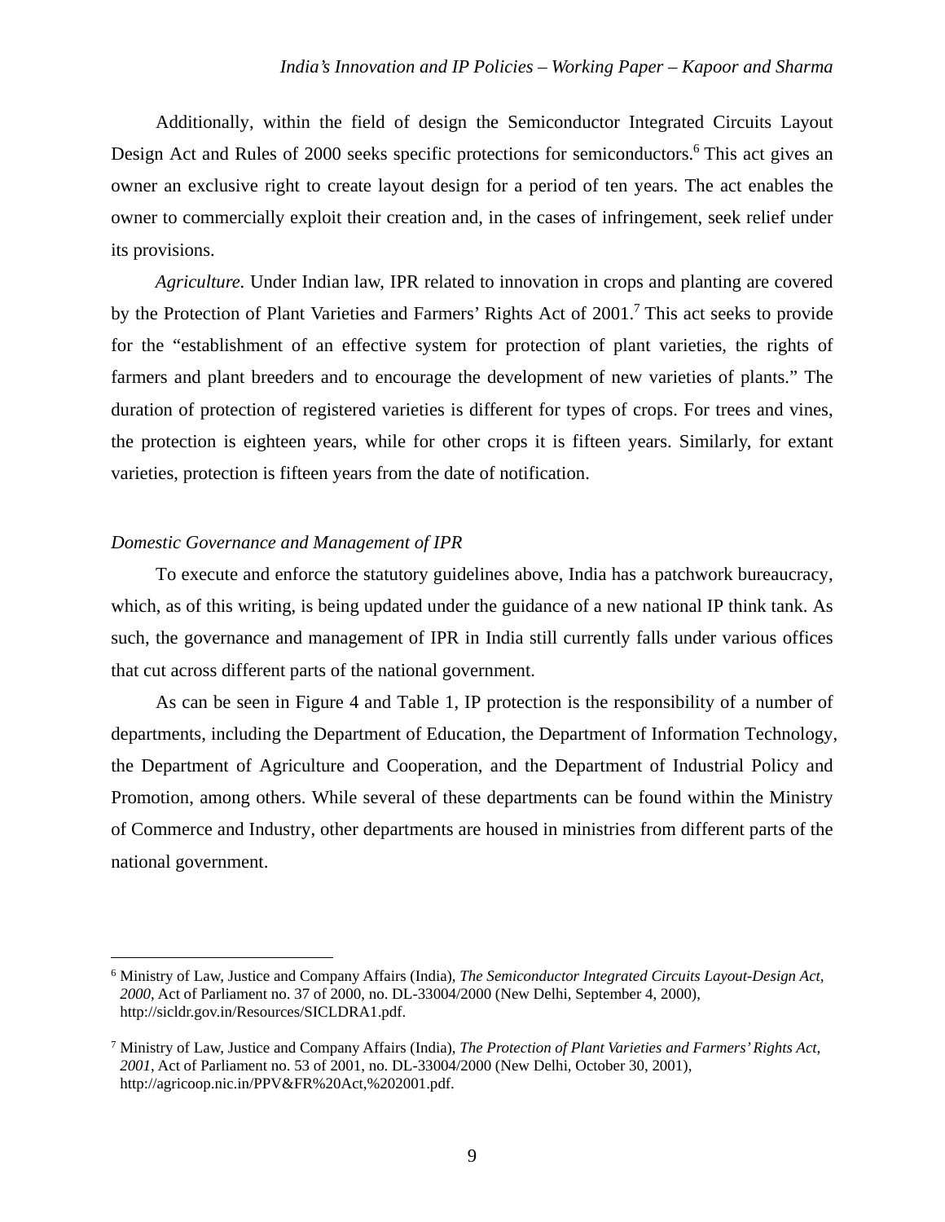Additionally, within the field of design the Semiconductor Integrated Circuits Layout Design Act and Rules of 2000 seeks specific protections for semiconductors.[6] This act gives an owner an exclusive right to create layout design for a period of ten years. The act enables the owner to commercially exploit their creation and, in the cases of infringement, seek relief under its provisions.

*Agriculture.* Under Indian law, IPR related to innovation in crops and planting are covered by the Protection of Plant Varieties and Farmers' Rights Act of 2001.[7] This act seeks to provide for the "establishment of an effective system for protection of plant varieties, the rights of farmers and plant breeders and to encourage the development of new varieties of plants." The duration of protection of registered varieties is different for types of crops. For trees and vines, the protection is eighteen years, while for other crops it is fifteen years. Similarly, for extant varieties, protection is fifteen years from the date of notification.

### *Domestic Governance and Management of IPR*

To execute and enforce the statutory guidelines above, India has a patchwork bureaucracy, which, as of this writing, is being updated under the guidance of a new national IP think tank. As such, the governance and management of IPR in India still currently falls under various offices that cut across different parts of the national government.

As can be seen in Figure 4 and Table 1, IP protection is the responsibility of a number of departments, including the Department of Education, the Department of Information Technology, the Department of Agriculture and Cooperation, and the Department of Industrial Policy and Promotion, among others. While several of these departments can be found within the Ministry of Commerce and Industry, other departments are housed in ministries from different parts of the national government.

---

[6] Ministry of Law, Justice and Company Affairs (India), *The Semiconductor Integrated Circuits Layout-Design Act, 2000*, Act of Parliament no. 37 of 2000, no. DL-33004/2000 (New Delhi, September 4, 2000), http://sicldr.gov.in/Resources/SICLDRA1.pdf.

[7] Ministry of Law, Justice and Company Affairs (India), *The Protection of Plant Varieties and Farmers' Rights Act, 2001*, Act of Parliament no. 53 of 2001, no. DL-33004/2000 (New Delhi, October 30, 2001), http://agricoop.nic.in/PPV&FR%20Act,%202001.pdf.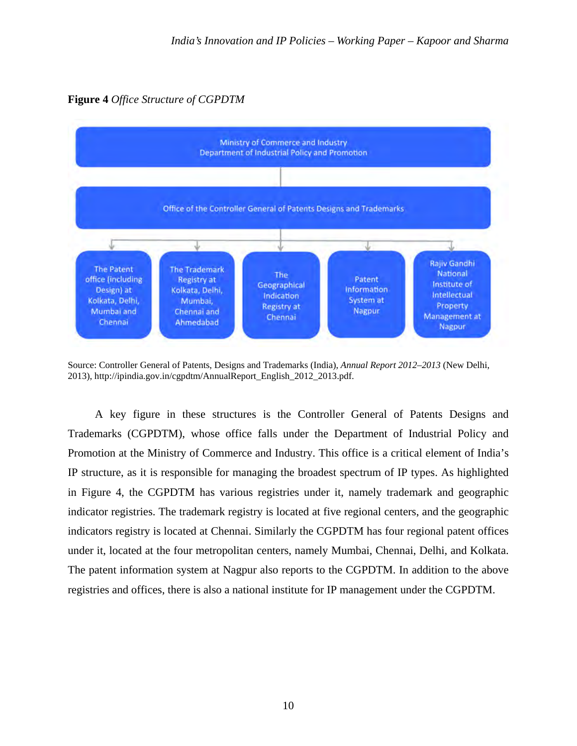**Figure 4** *Office Structure of CGPDTM*

Ministry of Commerce and Industry
Department of Industrial Policy and Promotion

Office of the Controller General of Patents Designs and Trademarks

- The Patent office (including Design) at Kolkata, Delhi, Mumbai and Chennai
- The Trademark Registry at Kolkata, Delhi, Mumbai, Chennai and Ahmedabad
- The Geographical Indication Registry at Chennai
- Patent Information System at Nagpur
- Rajiv Gandhi National Institute of Intellectual Property Management at Nagpur

Source: Controller General of Patents, Designs and Trademarks (India), *Annual Report 2012–2013* (New Delhi, 2013), http://ipindia.gov.in/cgpdtm/AnnualReport_English_2012_2013.pdf.

A key figure in these structures is the Controller General of Patents Designs and Trademarks (CGPDTM), whose office falls under the Department of Industrial Policy and Promotion at the Ministry of Commerce and Industry. This office is a critical element of India's IP structure, as it is responsible for managing the broadest spectrum of IP types. As highlighted in Figure 4, the CGPDTM has various registries under it, namely trademark and geographic indicator registries. The trademark registry is located at five regional centers, and the geographic indicators registry is located at Chennai. Similarly the CGPDTM has four regional patent offices under it, located at the four metropolitan centers, namely Mumbai, Chennai, Delhi, and Kolkata. The patent information system at Nagpur also reports to the CGPDTM. In addition to the above registries and offices, there is also a national institute for IP management under the CGPDTM.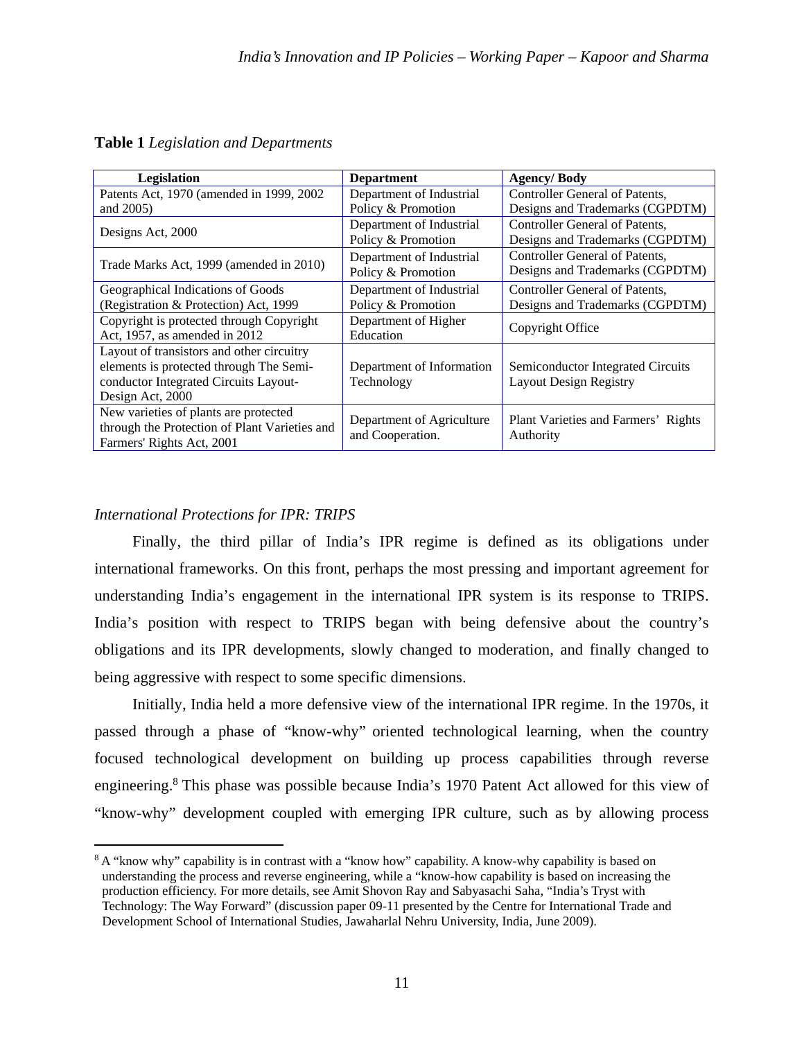**Table 1** *Legislation and Departments*

| Legislation | Department | Agency/ Body |
|---|---|---|
| Patents Act, 1970 (amended in 1999, 2002 and 2005) | Department of Industrial Policy & Promotion | Controller General of Patents, Designs and Trademarks (CGPDTM) |
| Designs Act, 2000 | Department of Industrial Policy & Promotion | Controller General of Patents, Designs and Trademarks (CGPDTM) |
| Trade Marks Act, 1999 (amended in 2010) | Department of Industrial Policy & Promotion | Controller General of Patents, Designs and Trademarks (CGPDTM) |
| Geographical Indications of Goods (Registration & Protection) Act, 1999 | Department of Industrial Policy & Promotion | Controller General of Patents, Designs and Trademarks (CGPDTM) |
| Copyright is protected through Copyright Act, 1957, as amended in 2012 | Department of Higher Education | Copyright Office |
| Layout of transistors and other circuitry elements is protected through The Semi-conductor Integrated Circuits Layout-Design Act, 2000 | Department of Information Technology | Semiconductor Integrated Circuits Layout Design Registry |
| New varieties of plants are protected through the Protection of Plant Varieties and Farmers' Rights Act, 2001 | Department of Agriculture and Cooperation. | Plant Varieties and Farmers' Rights Authority |

*International Protections for IPR: TRIPS*

Finally, the third pillar of India's IPR regime is defined as its obligations under international frameworks. On this front, perhaps the most pressing and important agreement for understanding India's engagement in the international IPR system is its response to TRIPS. India's position with respect to TRIPS began with being defensive about the country's obligations and its IPR developments, slowly changed to moderation, and finally changed to being aggressive with respect to some specific dimensions.

Initially, India held a more defensive view of the international IPR regime. In the 1970s, it passed through a phase of "know-why" oriented technological learning, when the country focused technological development on building up process capabilities through reverse engineering.[8] This phase was possible because India's 1970 Patent Act allowed for this view of "know-why" development coupled with emerging IPR culture, such as by allowing process

[8] A "know why" capability is in contrast with a "know how" capability. A know-why capability is based on understanding the process and reverse engineering, while a "know-how capability is based on increasing the production efficiency. For more details, see Amit Shovon Ray and Sabyasachi Saha, "India's Tryst with Technology: The Way Forward" (discussion paper 09-11 presented by the Centre for International Trade and Development School of International Studies, Jawaharlal Nehru University, India, June 2009).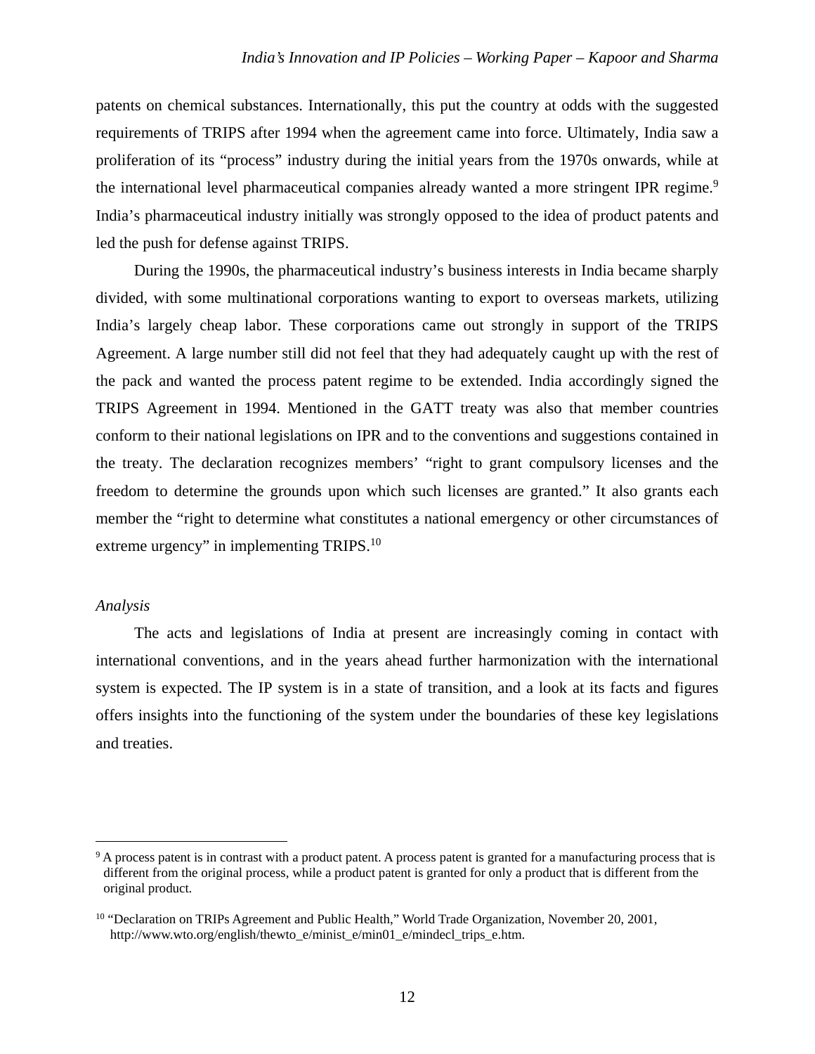patents on chemical substances. Internationally, this put the country at odds with the suggested requirements of TRIPS after 1994 when the agreement came into force. Ultimately, India saw a proliferation of its “process” industry during the initial years from the 1970s onwards, while at the international level pharmaceutical companies already wanted a more stringent IPR regime.[9] India’s pharmaceutical industry initially was strongly opposed to the idea of product patents and led the push for defense against TRIPS.

During the 1990s, the pharmaceutical industry’s business interests in India became sharply divided, with some multinational corporations wanting to export to overseas markets, utilizing India’s largely cheap labor. These corporations came out strongly in support of the TRIPS Agreement. A large number still did not feel that they had adequately caught up with the rest of the pack and wanted the process patent regime to be extended. India accordingly signed the TRIPS Agreement in 1994. Mentioned in the GATT treaty was also that member countries conform to their national legislations on IPR and to the conventions and suggestions contained in the treaty. The declaration recognizes members’ “right to grant compulsory licenses and the freedom to determine the grounds upon which such licenses are granted.” It also grants each member the “right to determine what constitutes a national emergency or other circumstances of extreme urgency” in implementing TRIPS.[10]

*Analysis*

The acts and legislations of India at present are increasingly coming in contact with international conventions, and in the years ahead further harmonization with the international system is expected. The IP system is in a state of transition, and a look at its facts and figures offers insights into the functioning of the system under the boundaries of these key legislations and treaties.

---

[9] A process patent is in contrast with a product patent. A process patent is granted for a manufacturing process that is different from the original process, while a product patent is granted for only a product that is different from the original product.

[10] “Declaration on TRIPs Agreement and Public Health,” World Trade Organization, November 20, 2001, http://www.wto.org/english/thewto_e/minist_e/min01_e/mindecl_trips_e.htm.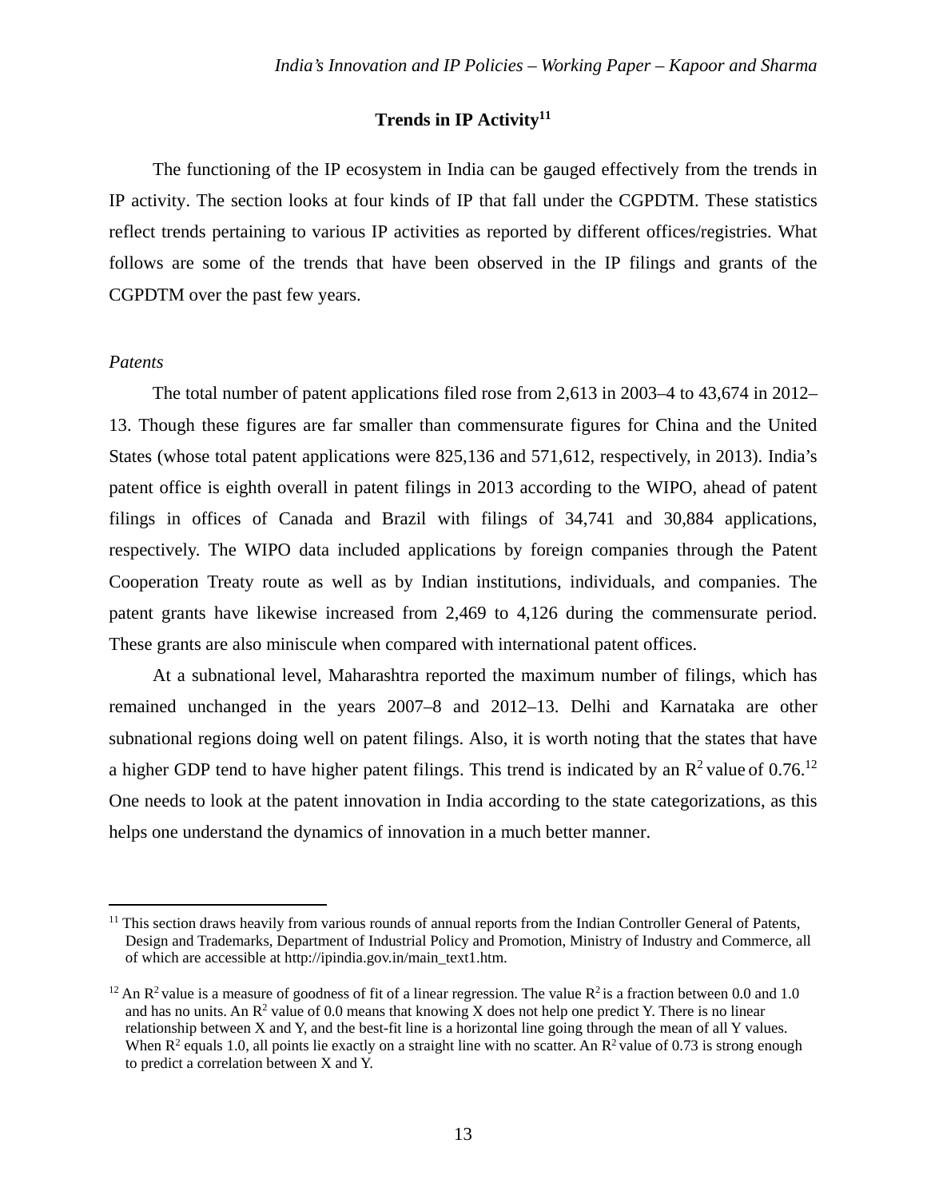## Trends in IP Activity[11]

The functioning of the IP ecosystem in India can be gauged effectively from the trends in IP activity. The section looks at four kinds of IP that fall under the CGPDTM. These statistics reflect trends pertaining to various IP activities as reported by different offices/registries. What follows are some of the trends that have been observed in the IP filings and grants of the CGPDTM over the past few years.

*Patents*

The total number of patent applications filed rose from 2,613 in 2003–4 to 43,674 in 2012–13. Though these figures are far smaller than commensurate figures for China and the United States (whose total patent applications were 825,136 and 571,612, respectively, in 2013). India's patent office is eighth overall in patent filings in 2013 according to the WIPO, ahead of patent filings in offices of Canada and Brazil with filings of 34,741 and 30,884 applications, respectively. The WIPO data included applications by foreign companies through the Patent Cooperation Treaty route as well as by Indian institutions, individuals, and companies. The patent grants have likewise increased from 2,469 to 4,126 during the commensurate period. These grants are also miniscule when compared with international patent offices.

At a subnational level, Maharashtra reported the maximum number of filings, which has remained unchanged in the years 2007–8 and 2012–13. Delhi and Karnataka are other subnational regions doing well on patent filings. Also, it is worth noting that the states that have a higher GDP tend to have higher patent filings. This trend is indicated by an $R^2$ value of 0.76.[12] One needs to look at the patent innovation in India according to the state categorizations, as this helps one understand the dynamics of innovation in a much better manner.

---

[11] This section draws heavily from various rounds of annual reports from the Indian Controller General of Patents, Design and Trademarks, Department of Industrial Policy and Promotion, Ministry of Industry and Commerce, all of which are accessible at http://ipindia.gov.in/main_text1.htm.

[12] An $R^2$ value is a measure of goodness of fit of a linear regression. The value $R^2$ is a fraction between 0.0 and 1.0 and has no units. An $R^2$ value of 0.0 means that knowing X does not help one predict Y. There is no linear relationship between X and Y, and the best-fit line is a horizontal line going through the mean of all Y values. When $R^2$ equals 1.0, all points lie exactly on a straight line with no scatter. An $R^2$ value of 0.73 is strong enough to predict a correlation between X and Y.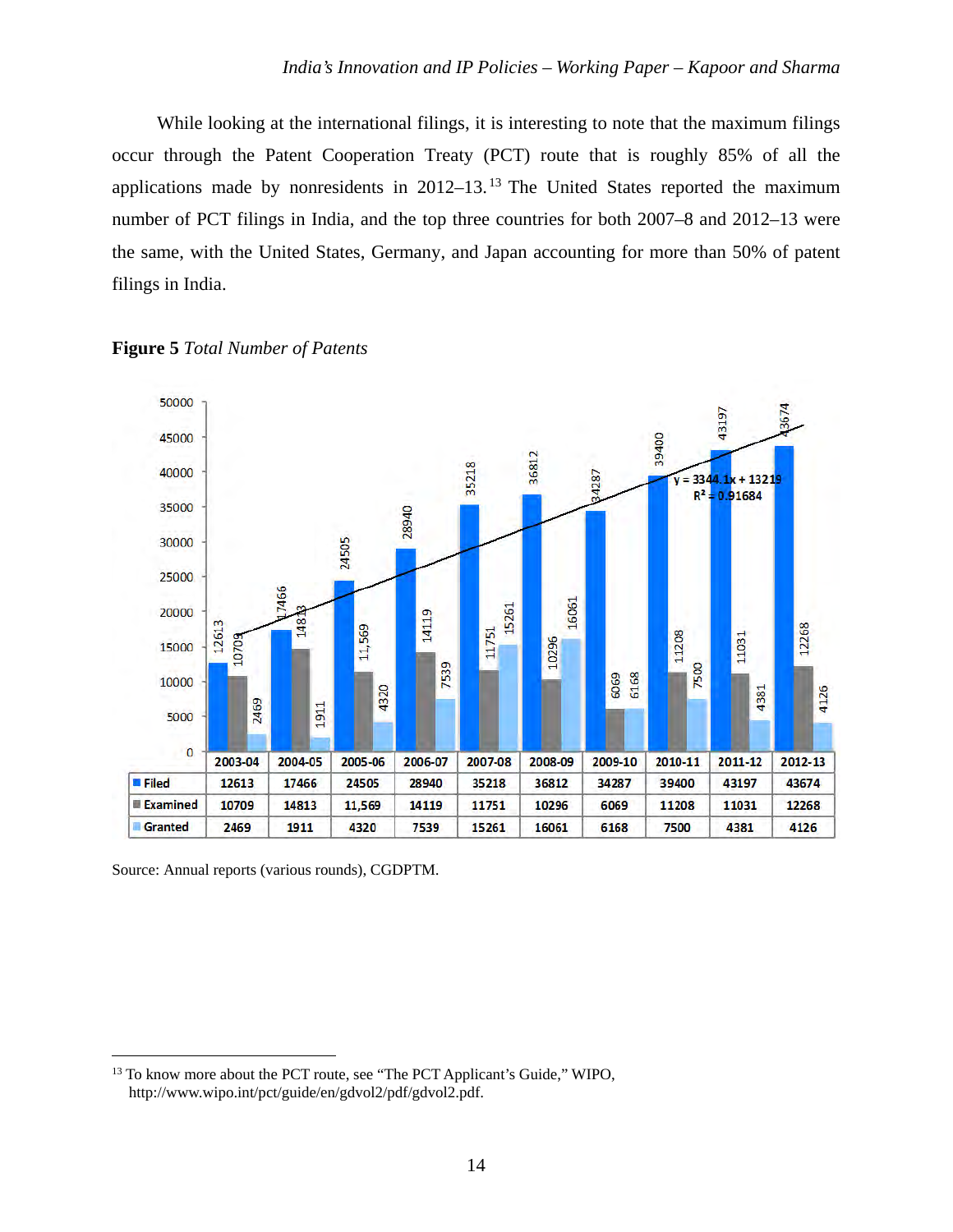While looking at the international filings, it is interesting to note that the maximum filings occur through the Patent Cooperation Treaty (PCT) route that is roughly 85% of all the applications made by nonresidents in 2012–13.[13] The United States reported the maximum number of PCT filings in India, and the top three countries for both 2007–8 and 2012–13 were the same, with the United States, Germany, and Japan accounting for more than 50% of patent filings in India.

**Figure 5** *Total Number of Patents*

|  | 2003-04 | 2004-05 | 2005-06 | 2006-07 | 2007-08 | 2008-09 | 2009-10 | 2010-11 | 2011-12 | 2012-13 |
|---|---|---|---|---|---|---|---|---|---|---|
| Filed | 12613 | 17466 | 24505 | 28940 | 35218 | 36812 | 34287 | 39400 | 43197 | 43674 |
| Examined | 10709 | 14813 | 11,569 | 14119 | 11751 | 10296 | 6069 | 11208 | 11031 | 12268 |
| Granted | 2469 | 1911 | 4320 | 7539 | 15261 | 16061 | 6168 | 7500 | 4381 | 4126 |

Trend line (Filed): $y = 3344.1x + 13219$, $R^2 = 0.91684$

Source: Annual reports (various rounds), CGDPTM.

---

[13] To know more about the PCT route, see "The PCT Applicant's Guide," WIPO, http://www.wipo.int/pct/guide/en/gdvol2/pdf/gdvol2.pdf.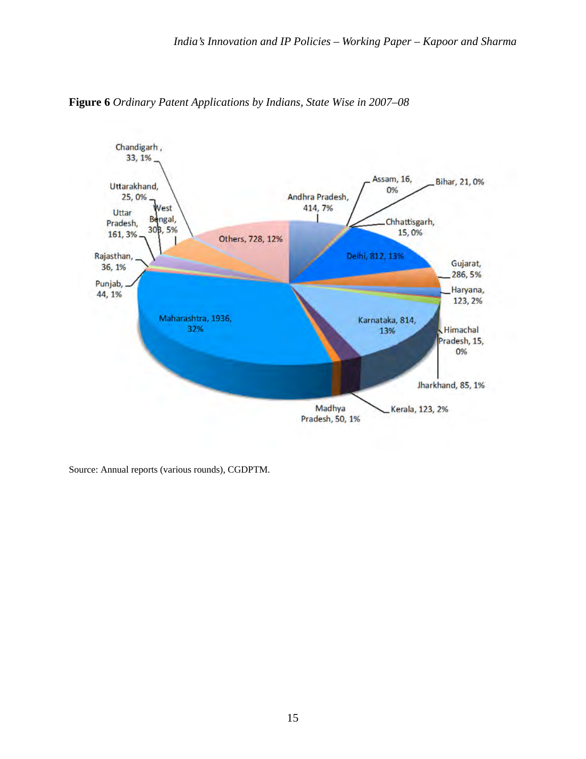**Figure 6** *Ordinary Patent Applications by Indians, State Wise in 2007–08*

Chandigarh, 33, 1%

Uttarakhand, 25, 0%

West Bengal, 303, 5%

Uttar Pradesh, 161, 3%

Rajasthan, 36, 1%

Punjab, 44, 1%

Others, 728, 12%

Andhra Pradesh, 414, 7%

Assam, 16, 0%

Bihar, 21, 0%

Chhattisgarh, 15, 0%

Delhi, 812, 13%

Gujarat, 286, 5%

Haryana, 123, 2%

Maharashtra, 1936, 32%

Karnataka, 814, 13%

Himachal Pradesh, 15, 0%

Jharkhand, 85, 1%

Kerala, 123, 2%

Madhya Pradesh, 50, 1%

Source: Annual reports (various rounds), CGDPTM.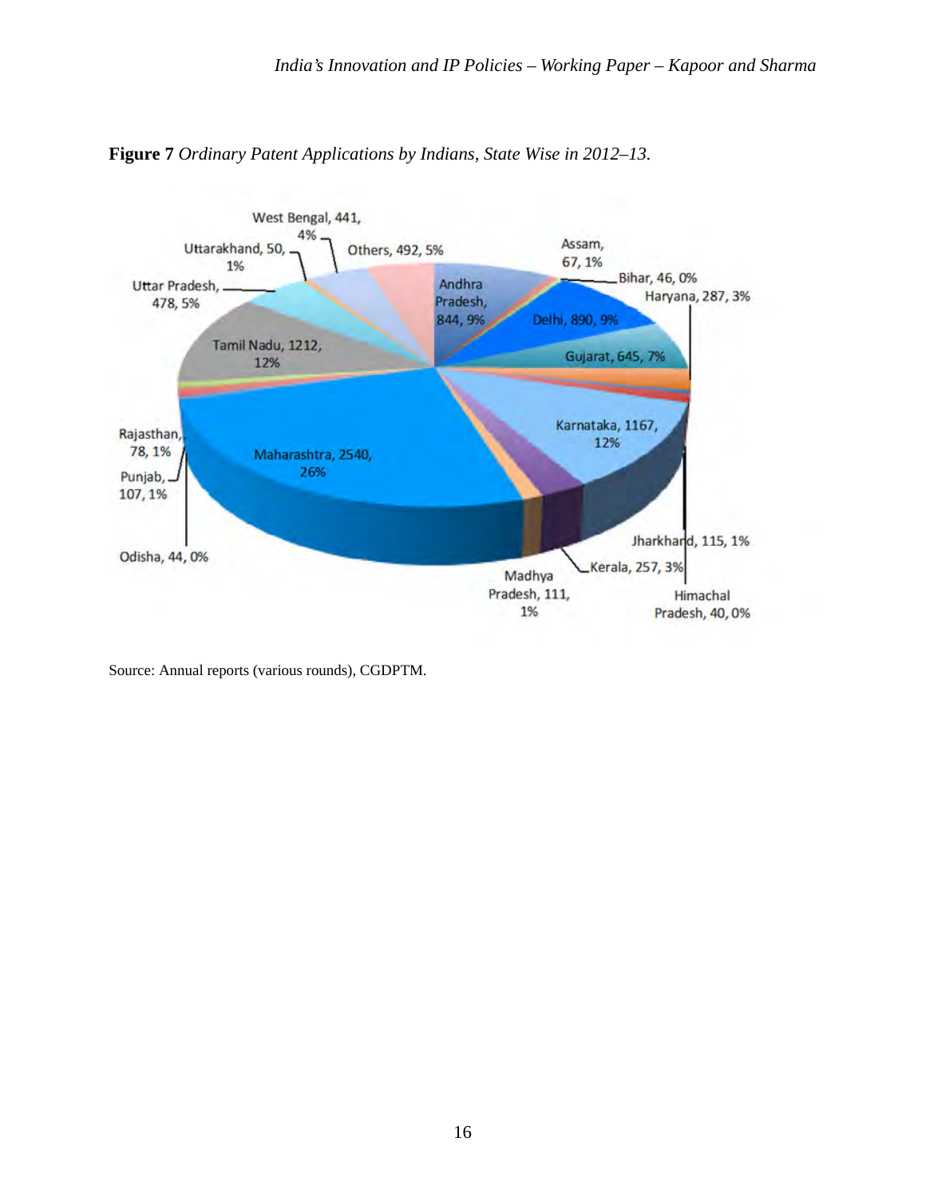**Figure 7** *Ordinary Patent Applications by Indians, State Wise in 2012–13.*

Source: Annual reports (various rounds), CGDPTM.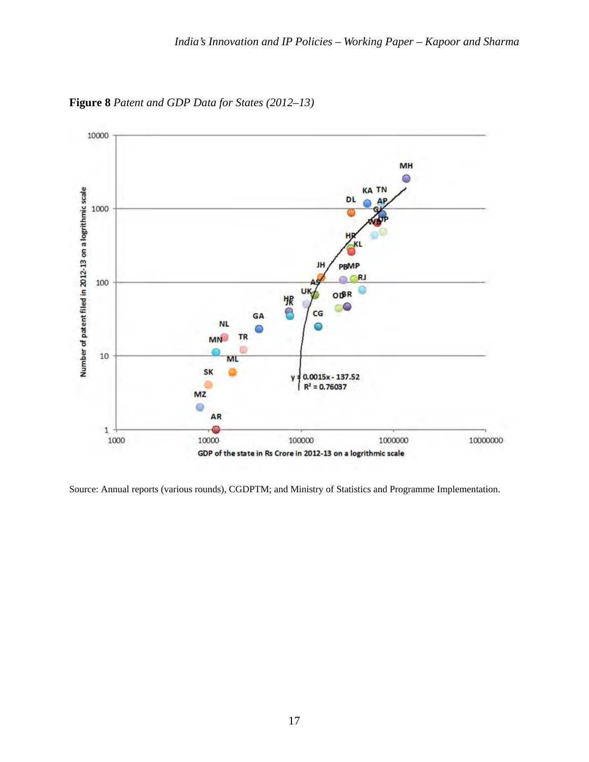**Figure 8** *Patent and GDP Data for States (2012–13)*

Source: Annual reports (various rounds), CGDPTM; and Ministry of Statistics and Programme Implementation.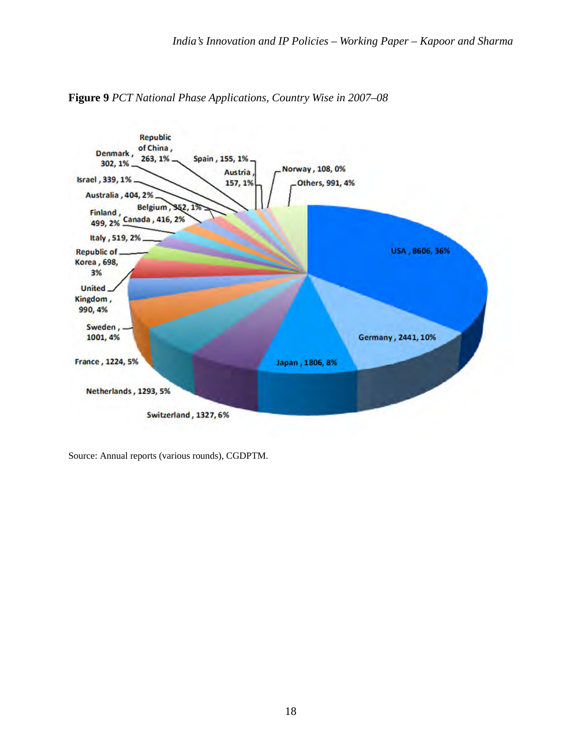**Figure 9** *PCT National Phase Applications, Country Wise in 2007–08*

Source: Annual reports (various rounds), CGDPTM.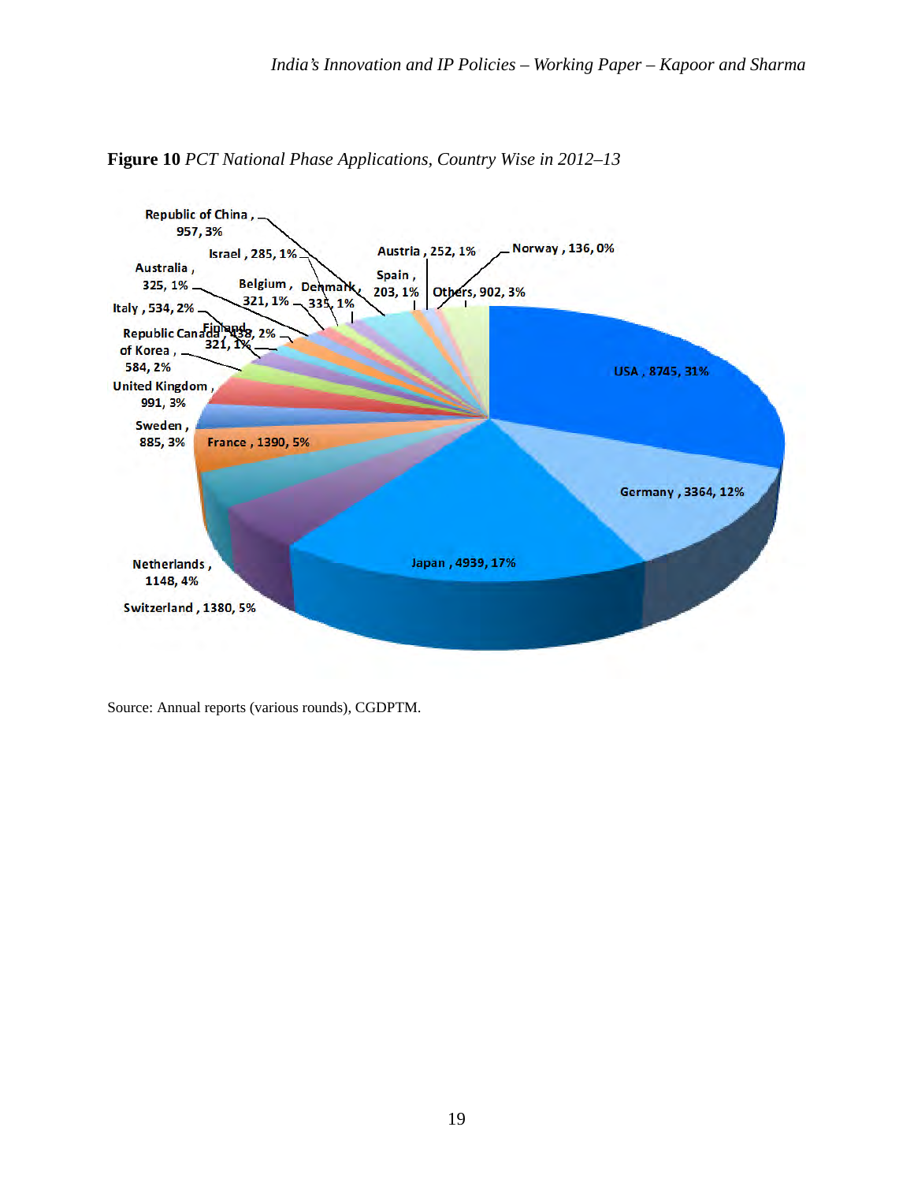**Figure 10** *PCT National Phase Applications, Country Wise in 2012–13*

Source: Annual reports (various rounds), CGDPTM.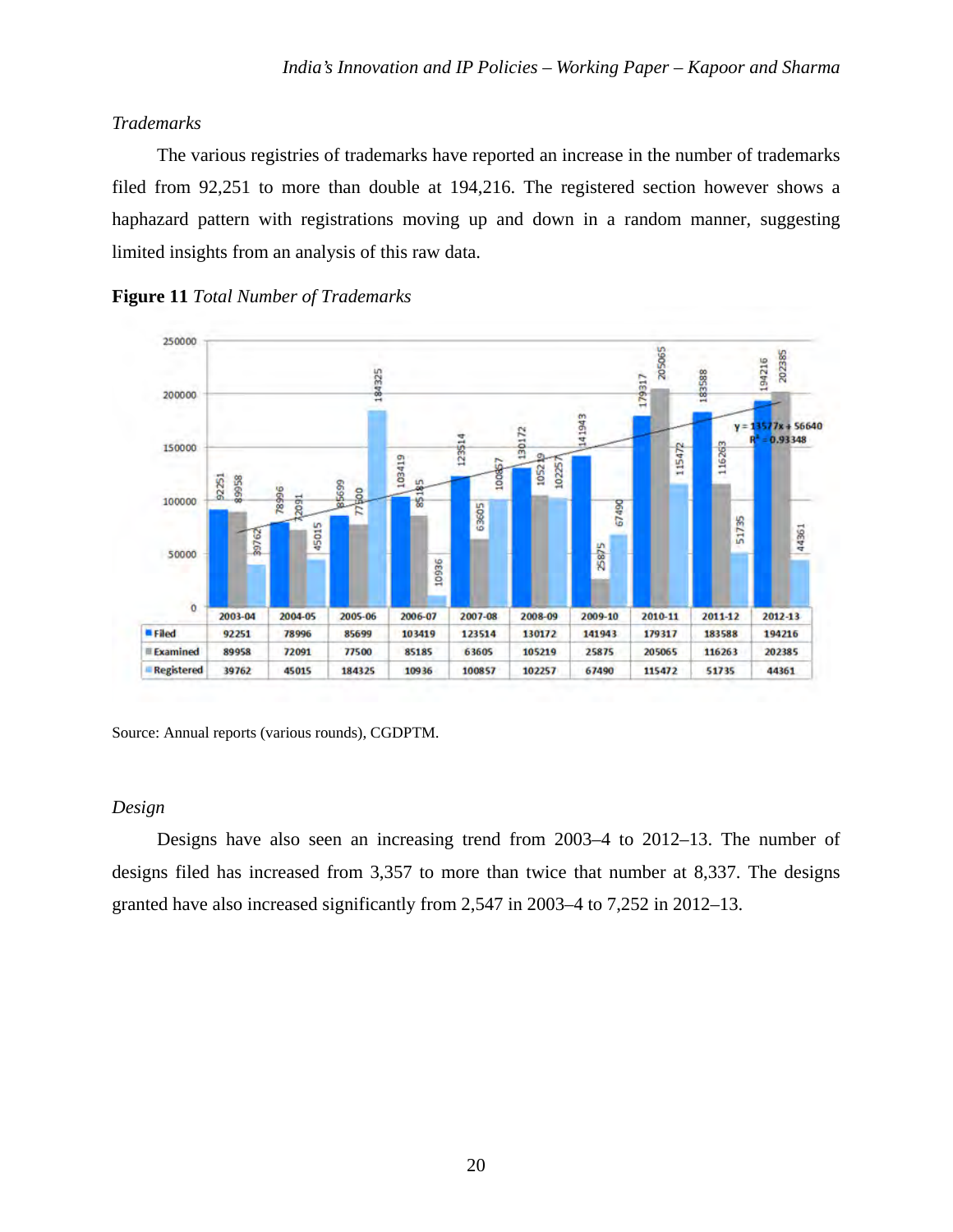*Trademarks*

The various registries of trademarks have reported an increase in the number of trademarks filed from 92,251 to more than double at 194,216. The registered section however shows a haphazard pattern with registrations moving up and down in a random manner, suggesting limited insights from an analysis of this raw data.

**Figure 11** *Total Number of Trademarks*

| | 2003-04 | 2004-05 | 2005-06 | 2006-07 | 2007-08 | 2008-09 | 2009-10 | 2010-11 | 2011-12 | 2012-13 |
|---|---|---|---|---|---|---|---|---|---|---|
| Filed | 92251 | 78996 | 85699 | 103419 | 123514 | 130172 | 141943 | 179317 | 183588 | 194216 |
| Examined | 89958 | 72091 | 77500 | 85185 | 63605 | 105219 | 25875 | 205065 | 116263 | 202385 |
| Registered | 39762 | 45015 | 184325 | 10936 | 100857 | 102257 | 67490 | 115472 | 51735 | 44361 |

$y = 13577x + 56640$, $R^2 = 0.93348$

Source: Annual reports (various rounds), CGDPTM.

*Design*

Designs have also seen an increasing trend from 2003–4 to 2012–13. The number of designs filed has increased from 3,357 to more than twice that number at 8,337. The designs granted have also increased significantly from 2,547 in 2003–4 to 7,252 in 2012–13.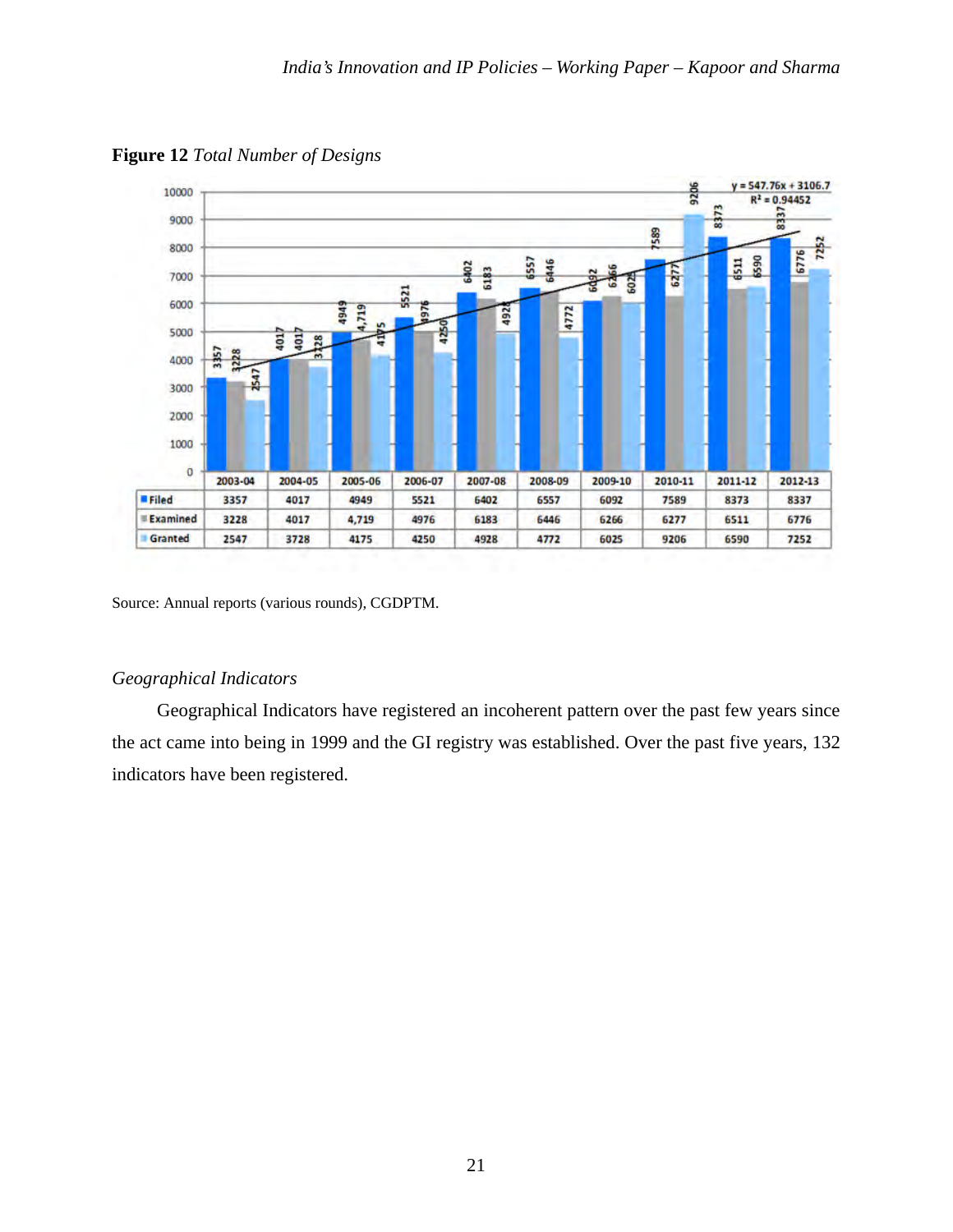**Figure 12** *Total Number of Designs*

| | 2003-04 | 2004-05 | 2005-06 | 2006-07 | 2007-08 | 2008-09 | 2009-10 | 2010-11 | 2011-12 | 2012-13 |
|---|---|---|---|---|---|---|---|---|---|---|
| Filed | 3357 | 4017 | 4949 | 5521 | 6402 | 6557 | 6092 | 7589 | 8373 | 8337 |
| Examined | 3228 | 4017 | 4,719 | 4976 | 6183 | 6446 | 6266 | 6277 | 6511 | 6776 |
| Granted | 2547 | 3728 | 4175 | 4250 | 4928 | 4772 | 6025 | 9206 | 6590 | 7252 |

$y = 547.76x + 3106.7$
$R^2 = 0.94452$

Source: Annual reports (various rounds), CGDPTM.

*Geographical Indicators*

Geographical Indicators have registered an incoherent pattern over the past few years since the act came into being in 1999 and the GI registry was established. Over the past five years, 132 indicators have been registered.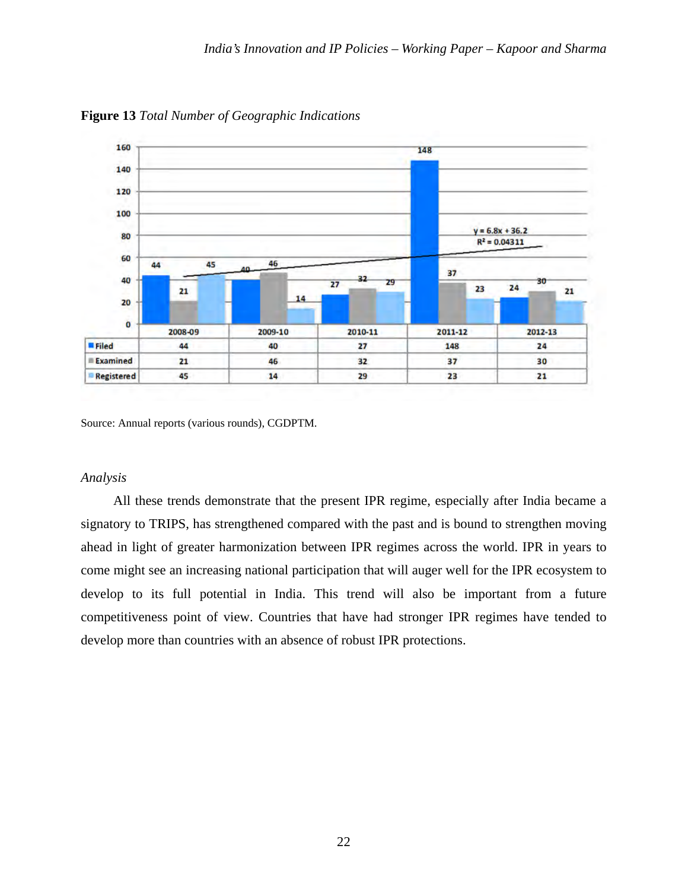**Figure 13** *Total Number of Geographic Indications*

| | 2008-09 | 2009-10 | 2010-11 | 2011-12 | 2012-13 |
|---|---|---|---|---|---|
| Filed | 44 | 40 | 27 | 148 | 24 |
| Examined | 21 | 46 | 32 | 37 | 30 |
| Registered | 45 | 14 | 29 | 23 | 21 |

$y = 6.8x + 36.2$
$R^2 = 0.04311$

Source: Annual reports (various rounds), CGDPTM.

*Analysis*

All these trends demonstrate that the present IPR regime, especially after India became a signatory to TRIPS, has strengthened compared with the past and is bound to strengthen moving ahead in light of greater harmonization between IPR regimes across the world. IPR in years to come might see an increasing national participation that will auger well for the IPR ecosystem to develop to its full potential in India. This trend will also be important from a future competitiveness point of view. Countries that have had stronger IPR regimes have tended to develop more than countries with an absence of robust IPR protections.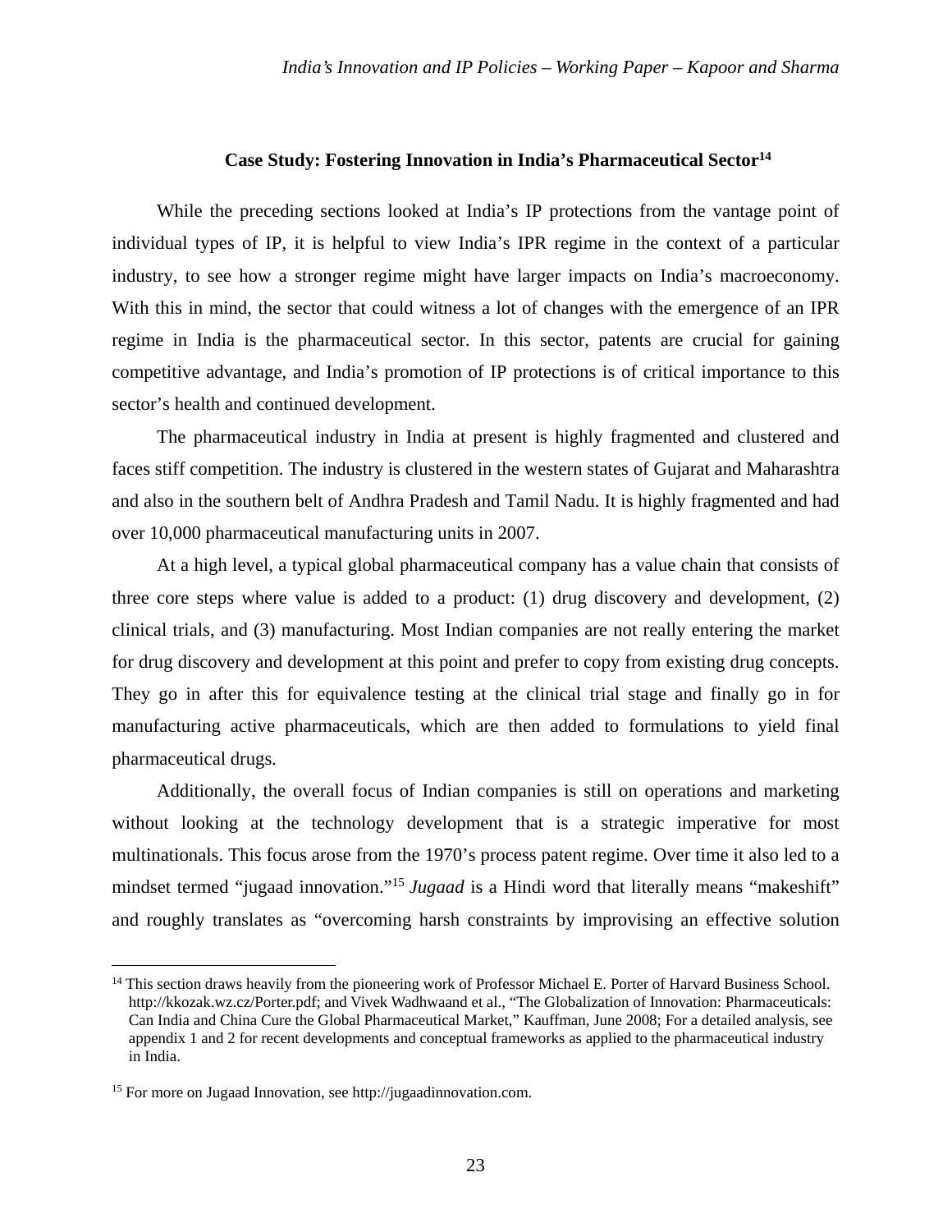### Case Study: Fostering Innovation in India's Pharmaceutical Sector[14]

While the preceding sections looked at India's IP protections from the vantage point of individual types of IP, it is helpful to view India's IPR regime in the context of a particular industry, to see how a stronger regime might have larger impacts on India's macroeconomy. With this in mind, the sector that could witness a lot of changes with the emergence of an IPR regime in India is the pharmaceutical sector. In this sector, patents are crucial for gaining competitive advantage, and India's promotion of IP protections is of critical importance to this sector's health and continued development.

The pharmaceutical industry in India at present is highly fragmented and clustered and faces stiff competition. The industry is clustered in the western states of Gujarat and Maharashtra and also in the southern belt of Andhra Pradesh and Tamil Nadu. It is highly fragmented and had over 10,000 pharmaceutical manufacturing units in 2007.

At a high level, a typical global pharmaceutical company has a value chain that consists of three core steps where value is added to a product: (1) drug discovery and development, (2) clinical trials, and (3) manufacturing. Most Indian companies are not really entering the market for drug discovery and development at this point and prefer to copy from existing drug concepts. They go in after this for equivalence testing at the clinical trial stage and finally go in for manufacturing active pharmaceuticals, which are then added to formulations to yield final pharmaceutical drugs.

Additionally, the overall focus of Indian companies is still on operations and marketing without looking at the technology development that is a strategic imperative for most multinationals. This focus arose from the 1970's process patent regime. Over time it also led to a mindset termed "jugaad innovation."[15] *Jugaad* is a Hindi word that literally means "makeshift" and roughly translates as "overcoming harsh constraints by improvising an effective solution

---

[14] This section draws heavily from the pioneering work of Professor Michael E. Porter of Harvard Business School. http://kkozak.wz.cz/Porter.pdf; and Vivek Wadhwaand et al., "The Globalization of Innovation: Pharmaceuticals: Can India and China Cure the Global Pharmaceutical Market," Kauffman, June 2008; For a detailed analysis, see appendix 1 and 2 for recent developments and conceptual frameworks as applied to the pharmaceutical industry in India.

[15] For more on Jugaad Innovation, see http://jugaadinnovation.com.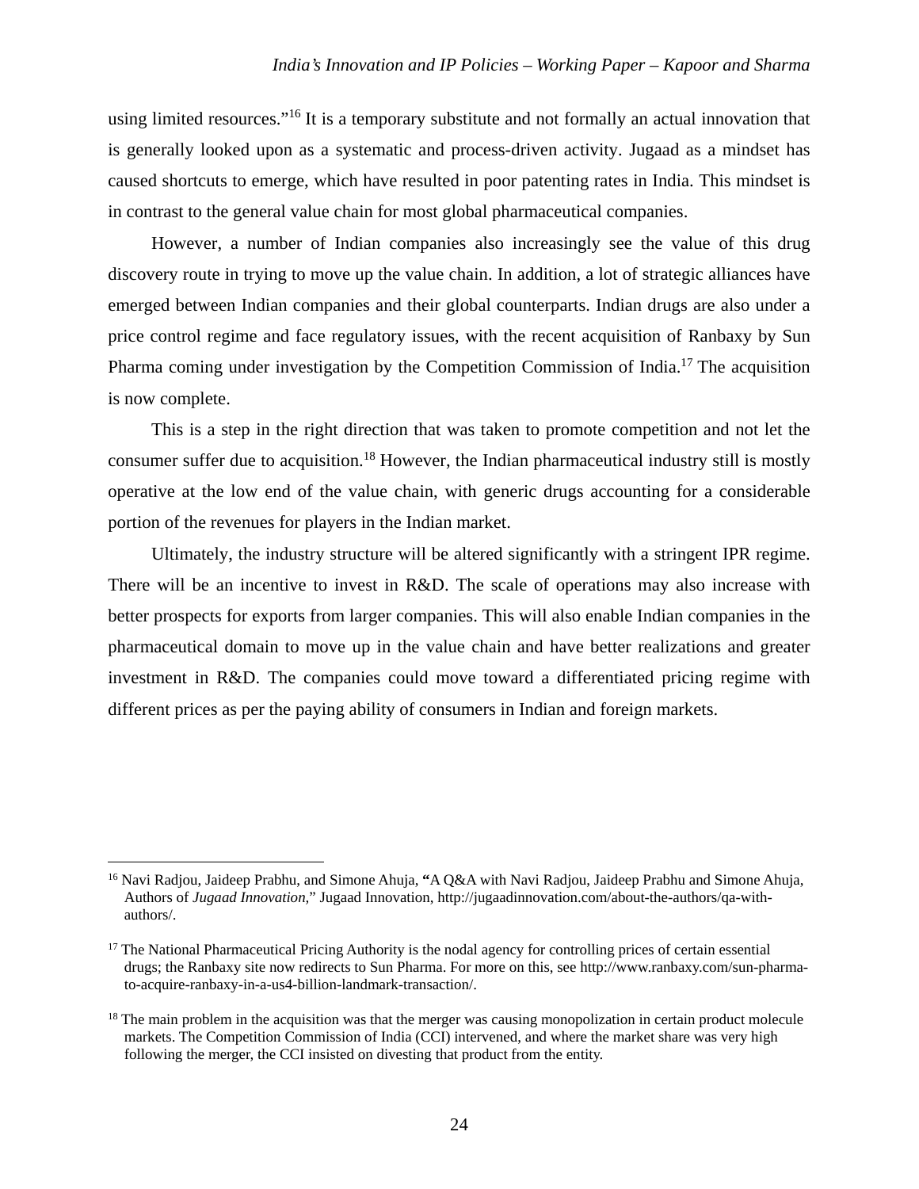using limited resources."[16] It is a temporary substitute and not formally an actual innovation that is generally looked upon as a systematic and process-driven activity. Jugaad as a mindset has caused shortcuts to emerge, which have resulted in poor patenting rates in India. This mindset is in contrast to the general value chain for most global pharmaceutical companies.

However, a number of Indian companies also increasingly see the value of this drug discovery route in trying to move up the value chain. In addition, a lot of strategic alliances have emerged between Indian companies and their global counterparts. Indian drugs are also under a price control regime and face regulatory issues, with the recent acquisition of Ranbaxy by Sun Pharma coming under investigation by the Competition Commission of India.[17] The acquisition is now complete.

This is a step in the right direction that was taken to promote competition and not let the consumer suffer due to acquisition.[18] However, the Indian pharmaceutical industry still is mostly operative at the low end of the value chain, with generic drugs accounting for a considerable portion of the revenues for players in the Indian market.

Ultimately, the industry structure will be altered significantly with a stringent IPR regime. There will be an incentive to invest in R&D. The scale of operations may also increase with better prospects for exports from larger companies. This will also enable Indian companies in the pharmaceutical domain to move up in the value chain and have better realizations and greater investment in R&D. The companies could move toward a differentiated pricing regime with different prices as per the paying ability of consumers in Indian and foreign markets.

---

[16] Navi Radjou, Jaideep Prabhu, and Simone Ahuja, "A Q&A with Navi Radjou, Jaideep Prabhu and Simone Ahuja, Authors of *Jugaad Innovation,*" Jugaad Innovation, http://jugaadinnovation.com/about-the-authors/qa-with-authors/.

[17] The National Pharmaceutical Pricing Authority is the nodal agency for controlling prices of certain essential drugs; the Ranbaxy site now redirects to Sun Pharma. For more on this, see http://www.ranbaxy.com/sun-pharma-to-acquire-ranbaxy-in-a-us4-billion-landmark-transaction/.

[18] The main problem in the acquisition was that the merger was causing monopolization in certain product molecule markets. The Competition Commission of India (CCI) intervened, and where the market share was very high following the merger, the CCI insisted on divesting that product from the entity.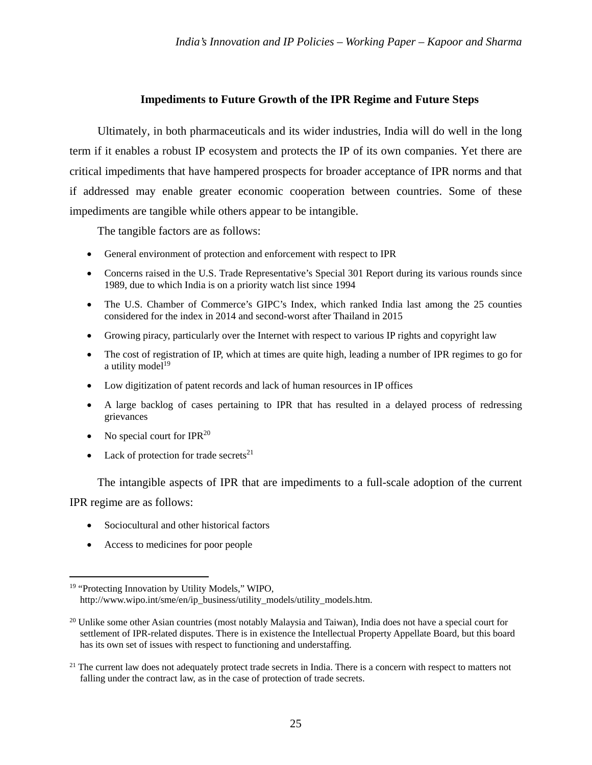### Impediments to Future Growth of the IPR Regime and Future Steps

Ultimately, in both pharmaceuticals and its wider industries, India will do well in the long term if it enables a robust IP ecosystem and protects the IP of its own companies. Yet there are critical impediments that have hampered prospects for broader acceptance of IPR norms and that if addressed may enable greater economic cooperation between countries. Some of these impediments are tangible while others appear to be intangible.

The tangible factors are as follows:

- General environment of protection and enforcement with respect to IPR
- Concerns raised in the U.S. Trade Representative's Special 301 Report during its various rounds since 1989, due to which India is on a priority watch list since 1994
- The U.S. Chamber of Commerce's GIPC's Index, which ranked India last among the 25 counties considered for the index in 2014 and second-worst after Thailand in 2015
- Growing piracy, particularly over the Internet with respect to various IP rights and copyright law
- The cost of registration of IP, which at times are quite high, leading a number of IPR regimes to go for a utility model[19]
- Low digitization of patent records and lack of human resources in IP offices
- A large backlog of cases pertaining to IPR that has resulted in a delayed process of redressing grievances
- No special court for IPR[20]
- Lack of protection for trade secrets[21]

The intangible aspects of IPR that are impediments to a full-scale adoption of the current IPR regime are as follows:

- Sociocultural and other historical factors
- Access to medicines for poor people

---

[19] "Protecting Innovation by Utility Models," WIPO, http://www.wipo.int/sme/en/ip_business/utility_models/utility_models.htm.

[20] Unlike some other Asian countries (most notably Malaysia and Taiwan), India does not have a special court for settlement of IPR-related disputes. There is in existence the Intellectual Property Appellate Board, but this board has its own set of issues with respect to functioning and understaffing.

[21] The current law does not adequately protect trade secrets in India. There is a concern with respect to matters not falling under the contract law, as in the case of protection of trade secrets.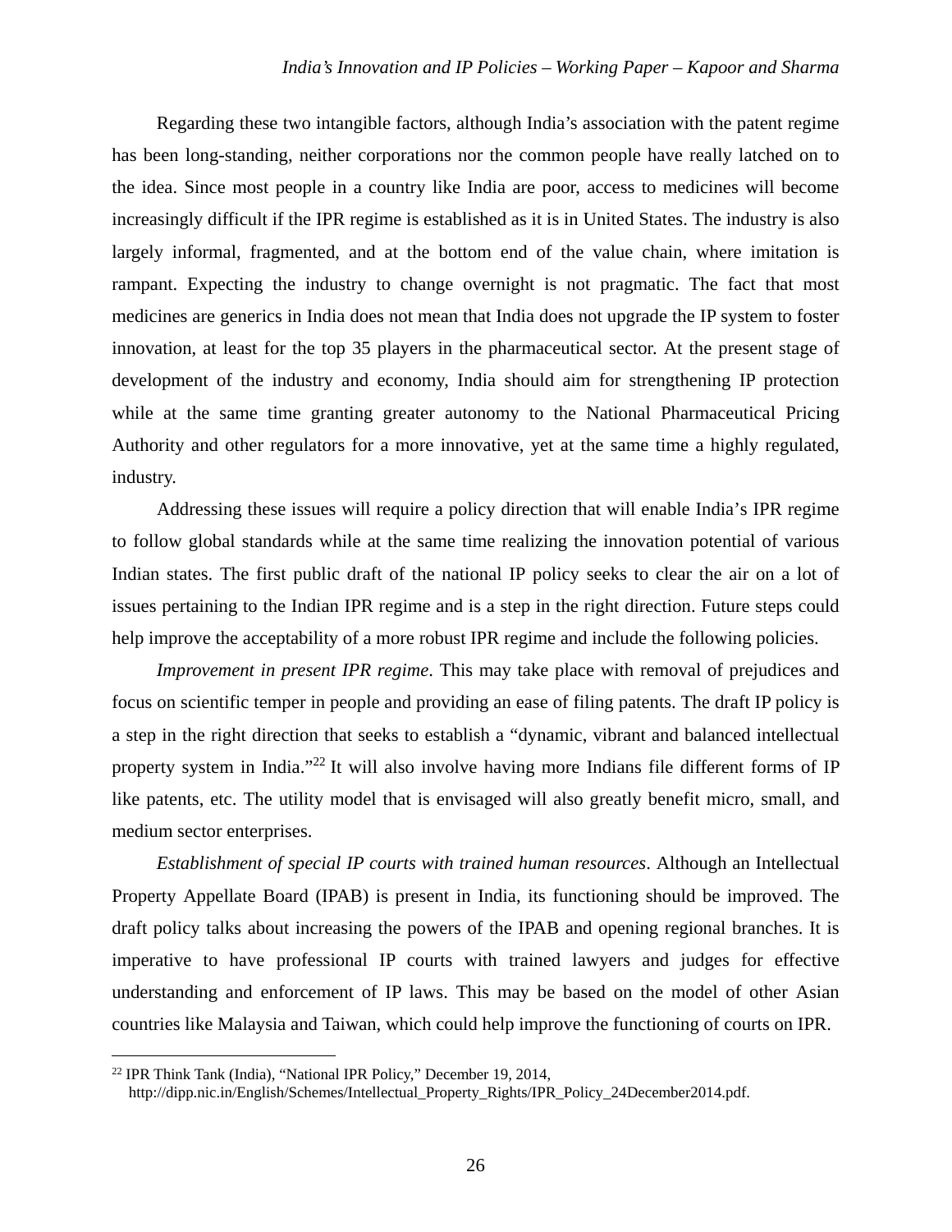Regarding these two intangible factors, although India's association with the patent regime has been long-standing, neither corporations nor the common people have really latched on to the idea. Since most people in a country like India are poor, access to medicines will become increasingly difficult if the IPR regime is established as it is in United States. The industry is also largely informal, fragmented, and at the bottom end of the value chain, where imitation is rampant. Expecting the industry to change overnight is not pragmatic. The fact that most medicines are generics in India does not mean that India does not upgrade the IP system to foster innovation, at least for the top 35 players in the pharmaceutical sector. At the present stage of development of the industry and economy, India should aim for strengthening IP protection while at the same time granting greater autonomy to the National Pharmaceutical Pricing Authority and other regulators for a more innovative, yet at the same time a highly regulated, industry.

Addressing these issues will require a policy direction that will enable India's IPR regime to follow global standards while at the same time realizing the innovation potential of various Indian states. The first public draft of the national IP policy seeks to clear the air on a lot of issues pertaining to the Indian IPR regime and is a step in the right direction. Future steps could help improve the acceptability of a more robust IPR regime and include the following policies.

*Improvement in present IPR regime*. This may take place with removal of prejudices and focus on scientific temper in people and providing an ease of filing patents. The draft IP policy is a step in the right direction that seeks to establish a "dynamic, vibrant and balanced intellectual property system in India."[22] It will also involve having more Indians file different forms of IP like patents, etc. The utility model that is envisaged will also greatly benefit micro, small, and medium sector enterprises.

*Establishment of special IP courts with trained human resources*. Although an Intellectual Property Appellate Board (IPAB) is present in India, its functioning should be improved. The draft policy talks about increasing the powers of the IPAB and opening regional branches. It is imperative to have professional IP courts with trained lawyers and judges for effective understanding and enforcement of IP laws. This may be based on the model of other Asian countries like Malaysia and Taiwan, which could help improve the functioning of courts on IPR.

---

[22] IPR Think Tank (India), "National IPR Policy," December 19, 2014, http://dipp.nic.in/English/Schemes/Intellectual_Property_Rights/IPR_Policy_24December2014.pdf.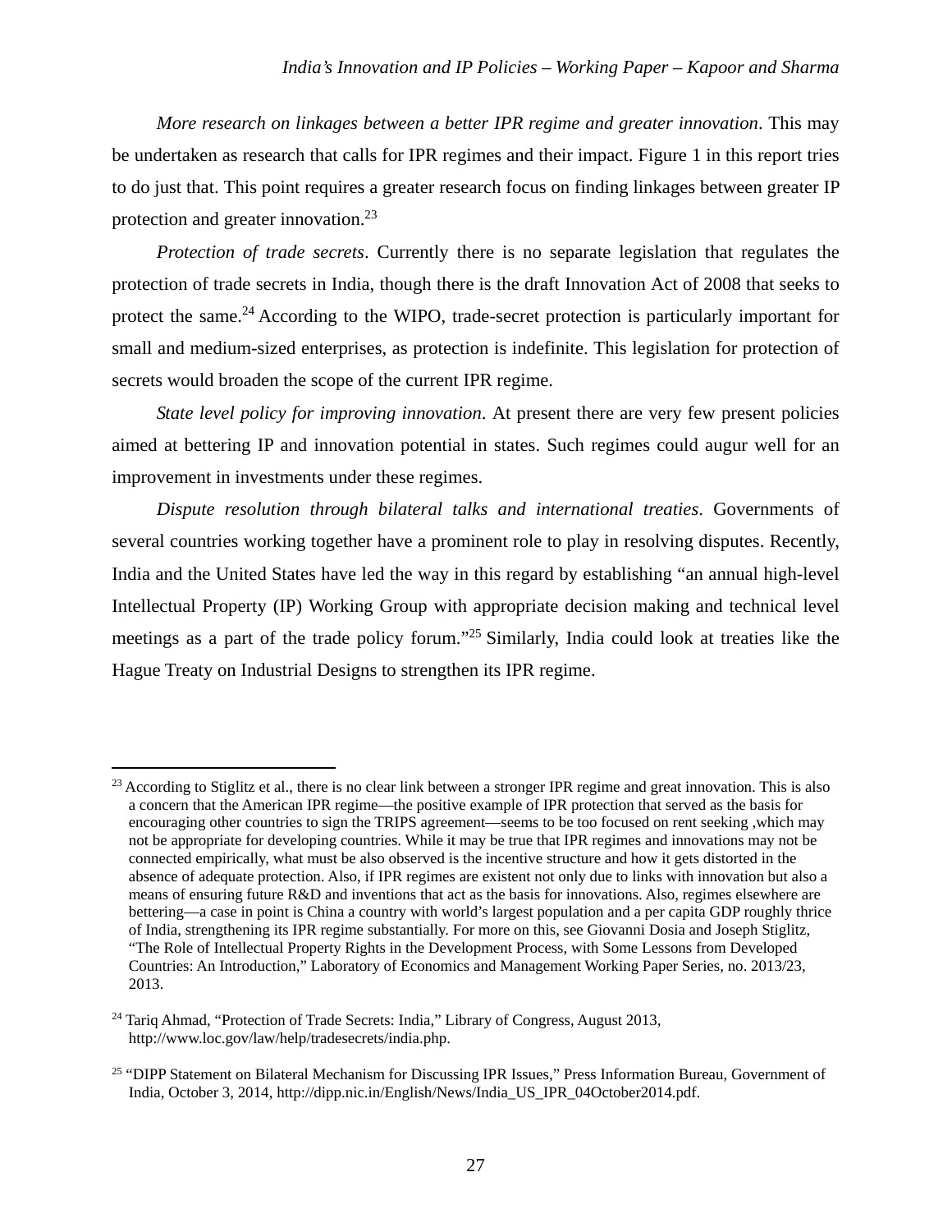*More research on linkages between a better IPR regime and greater innovation*. This may be undertaken as research that calls for IPR regimes and their impact. Figure 1 in this report tries to do just that. This point requires a greater research focus on finding linkages between greater IP protection and greater innovation.[23]

*Protection of trade secrets*. Currently there is no separate legislation that regulates the protection of trade secrets in India, though there is the draft Innovation Act of 2008 that seeks to protect the same.[24] According to the WIPO, trade-secret protection is particularly important for small and medium-sized enterprises, as protection is indefinite. This legislation for protection of secrets would broaden the scope of the current IPR regime.

*State level policy for improving innovation*. At present there are very few present policies aimed at bettering IP and innovation potential in states. Such regimes could augur well for an improvement in investments under these regimes.

*Dispute resolution through bilateral talks and international treaties*. Governments of several countries working together have a prominent role to play in resolving disputes. Recently, India and the United States have led the way in this regard by establishing "an annual high-level Intellectual Property (IP) Working Group with appropriate decision making and technical level meetings as a part of the trade policy forum."[25] Similarly, India could look at treaties like the Hague Treaty on Industrial Designs to strengthen its IPR regime.

---

[23] According to Stiglitz et al., there is no clear link between a stronger IPR regime and great innovation. This is also a concern that the American IPR regime—the positive example of IPR protection that served as the basis for encouraging other countries to sign the TRIPS agreement—seems to be too focused on rent seeking ,which may not be appropriate for developing countries. While it may be true that IPR regimes and innovations may not be connected empirically, what must be also observed is the incentive structure and how it gets distorted in the absence of adequate protection. Also, if IPR regimes are existent not only due to links with innovation but also a means of ensuring future R&D and inventions that act as the basis for innovations. Also, regimes elsewhere are bettering—a case in point is China a country with world's largest population and a per capita GDP roughly thrice of India, strengthening its IPR regime substantially. For more on this, see Giovanni Dosia and Joseph Stiglitz, "The Role of Intellectual Property Rights in the Development Process, with Some Lessons from Developed Countries: An Introduction," Laboratory of Economics and Management Working Paper Series, no. 2013/23, 2013.

[24] Tariq Ahmad, "Protection of Trade Secrets: India," Library of Congress, August 2013, http://www.loc.gov/law/help/tradesecrets/india.php.

[25] "DIPP Statement on Bilateral Mechanism for Discussing IPR Issues," Press Information Bureau, Government of India, October 3, 2014, http://dipp.nic.in/English/News/India_US_IPR_04October2014.pdf.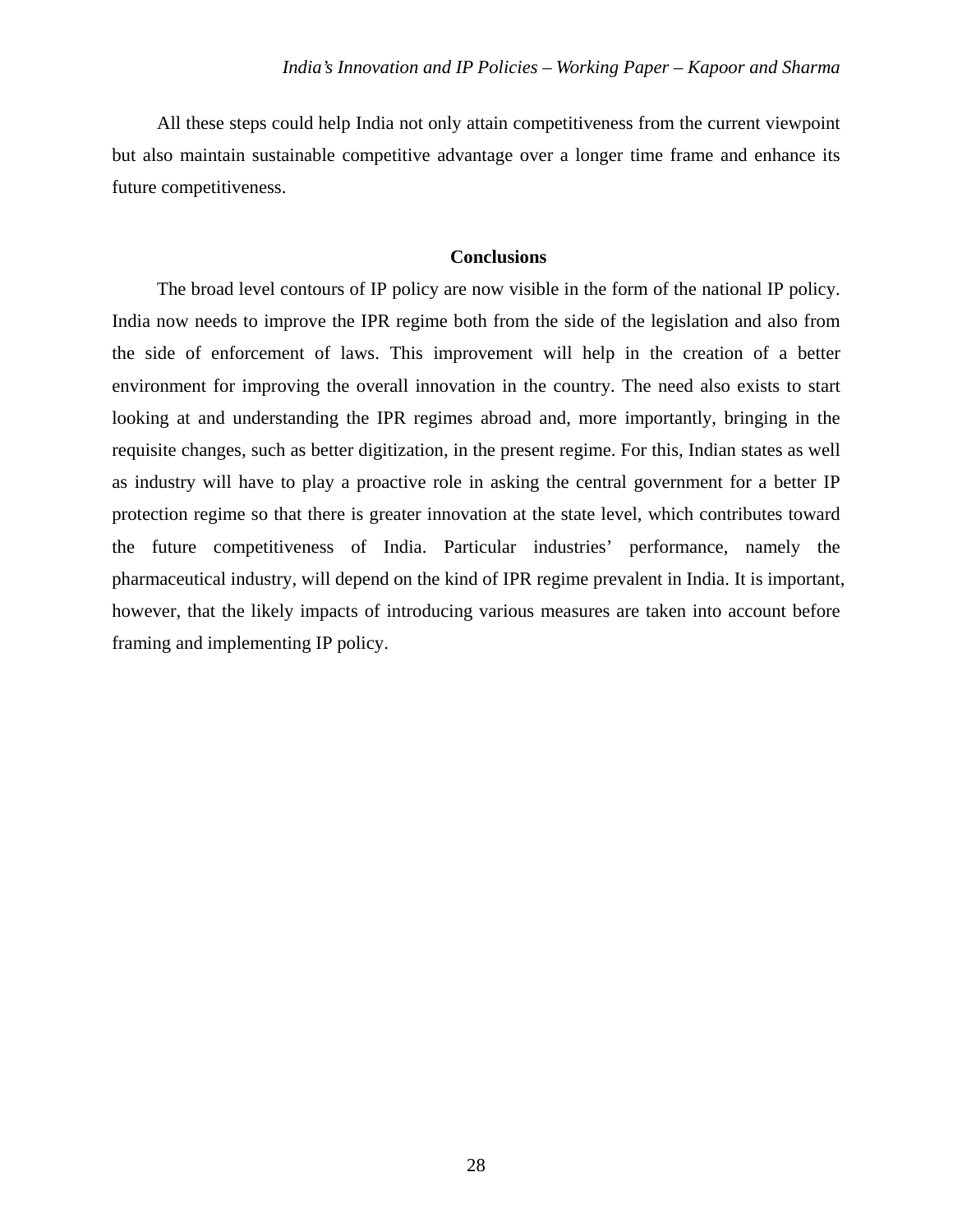All these steps could help India not only attain competitiveness from the current viewpoint but also maintain sustainable competitive advantage over a longer time frame and enhance its future competitiveness.

## Conclusions

The broad level contours of IP policy are now visible in the form of the national IP policy. India now needs to improve the IPR regime both from the side of the legislation and also from the side of enforcement of laws. This improvement will help in the creation of a better environment for improving the overall innovation in the country. The need also exists to start looking at and understanding the IPR regimes abroad and, more importantly, bringing in the requisite changes, such as better digitization, in the present regime. For this, Indian states as well as industry will have to play a proactive role in asking the central government for a better IP protection regime so that there is greater innovation at the state level, which contributes toward the future competitiveness of India. Particular industries' performance, namely the pharmaceutical industry, will depend on the kind of IPR regime prevalent in India. It is important, however, that the likely impacts of introducing various measures are taken into account before framing and implementing IP policy.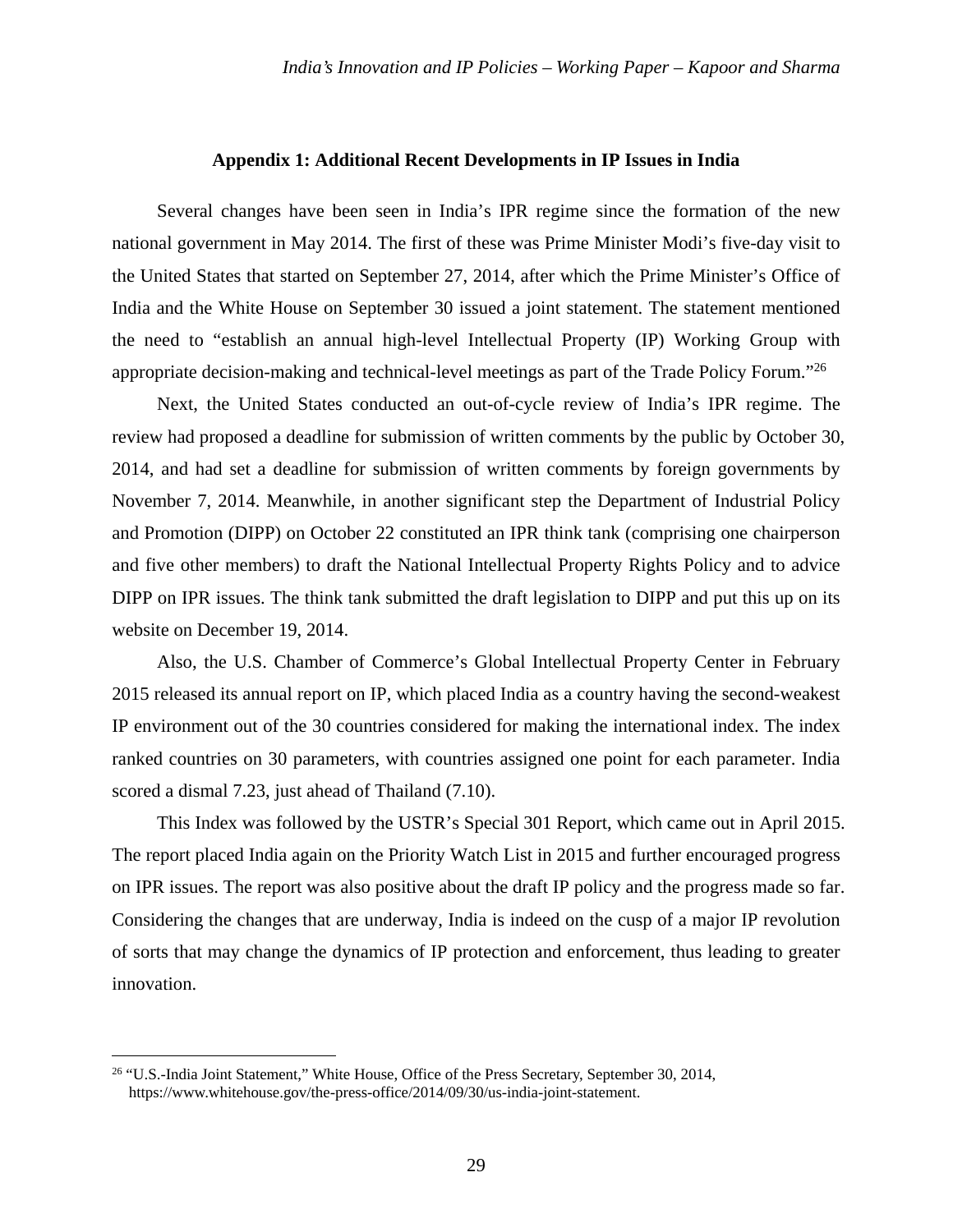## Appendix 1: Additional Recent Developments in IP Issues in India

Several changes have been seen in India's IPR regime since the formation of the new national government in May 2014. The first of these was Prime Minister Modi's five-day visit to the United States that started on September 27, 2014, after which the Prime Minister's Office of India and the White House on September 30 issued a joint statement. The statement mentioned the need to "establish an annual high-level Intellectual Property (IP) Working Group with appropriate decision-making and technical-level meetings as part of the Trade Policy Forum."[26]

Next, the United States conducted an out-of-cycle review of India's IPR regime. The review had proposed a deadline for submission of written comments by the public by October 30, 2014, and had set a deadline for submission of written comments by foreign governments by November 7, 2014. Meanwhile, in another significant step the Department of Industrial Policy and Promotion (DIPP) on October 22 constituted an IPR think tank (comprising one chairperson and five other members) to draft the National Intellectual Property Rights Policy and to advice DIPP on IPR issues. The think tank submitted the draft legislation to DIPP and put this up on its website on December 19, 2014.

Also, the U.S. Chamber of Commerce's Global Intellectual Property Center in February 2015 released its annual report on IP, which placed India as a country having the second-weakest IP environment out of the 30 countries considered for making the international index. The index ranked countries on 30 parameters, with countries assigned one point for each parameter. India scored a dismal 7.23, just ahead of Thailand (7.10).

This Index was followed by the USTR's Special 301 Report, which came out in April 2015. The report placed India again on the Priority Watch List in 2015 and further encouraged progress on IPR issues. The report was also positive about the draft IP policy and the progress made so far. Considering the changes that are underway, India is indeed on the cusp of a major IP revolution of sorts that may change the dynamics of IP protection and enforcement, thus leading to greater innovation.

---

[26] "U.S.-India Joint Statement," White House, Office of the Press Secretary, September 30, 2014, https://www.whitehouse.gov/the-press-office/2014/09/30/us-india-joint-statement.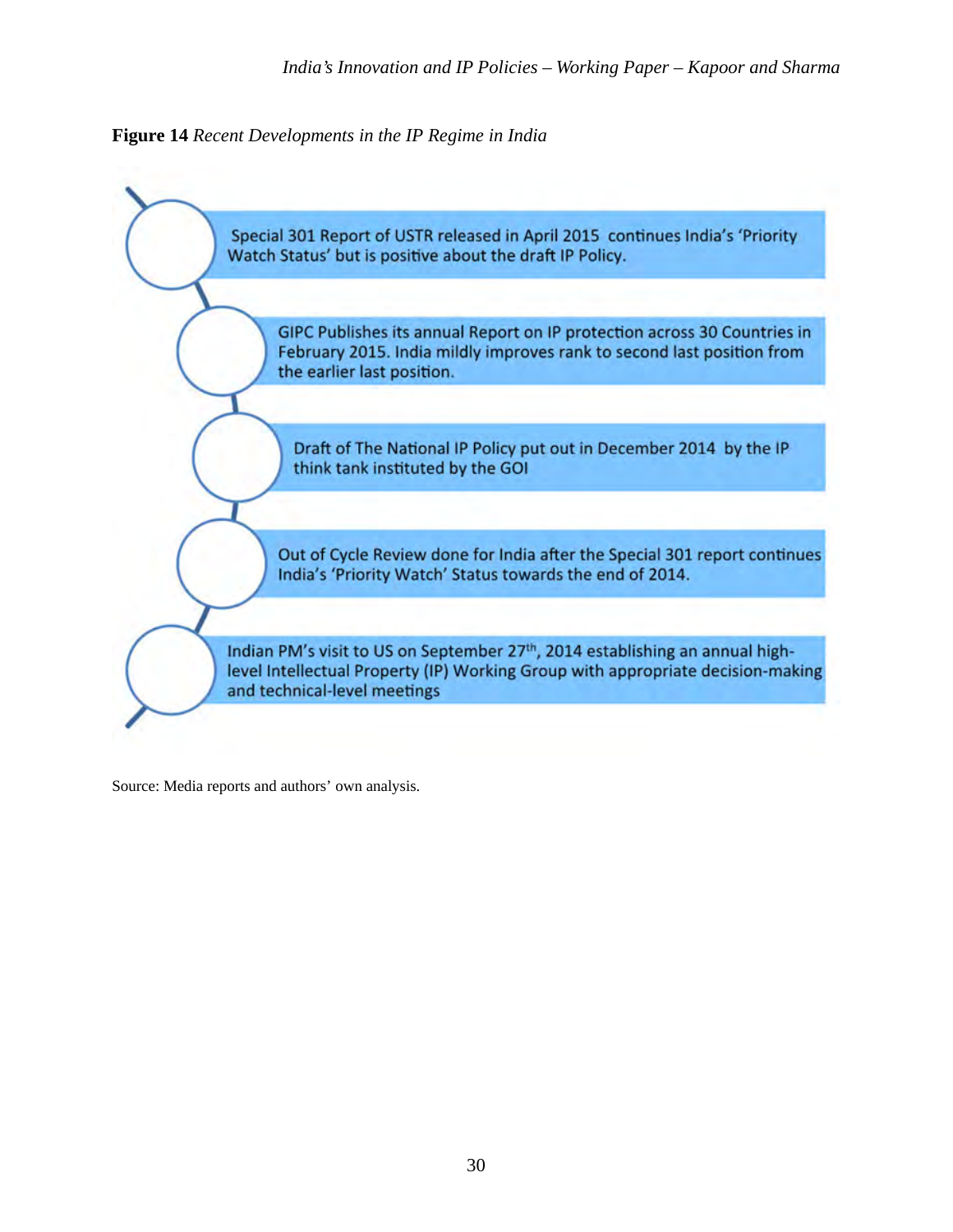**Figure 14** *Recent Developments in the IP Regime in India*

- Special 301 Report of USTR released in April 2015 continues India's 'Priority Watch Status' but is positive about the draft IP Policy.
- GIPC Publishes its annual Report on IP protection across 30 Countries in February 2015. India mildly improves rank to second last position from the earlier last position.
- Draft of The National IP Policy put out in December 2014 by the IP think tank instituted by the GOI
- Out of Cycle Review done for India after the Special 301 report continues India's 'Priority Watch' Status towards the end of 2014.
- Indian PM's visit to US on September 27th, 2014 establishing an annual high-level Intellectual Property (IP) Working Group with appropriate decision-making and technical-level meetings

Source: Media reports and authors' own analysis.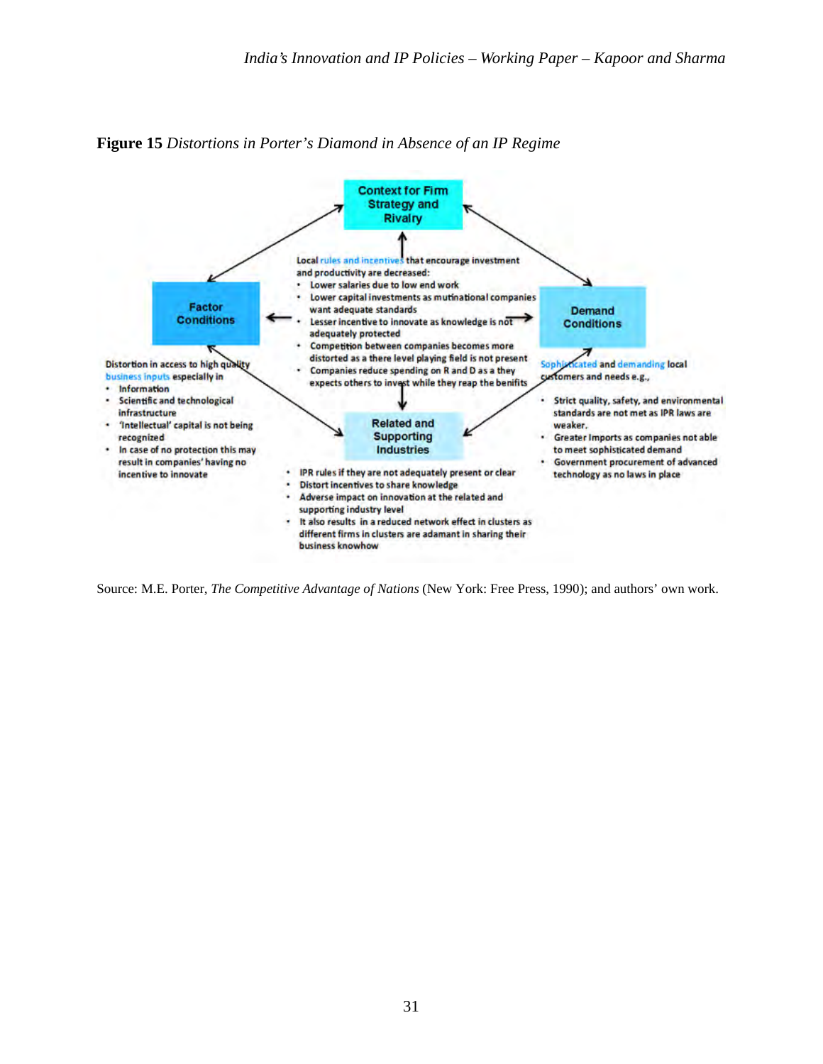**Figure 15** *Distortions in Porter's Diamond in Absence of an IP Regime*

Context for Firm Strategy and Rivalry

Local rules and incentives that encourage investment and productivity are decreased:

- Lower salaries due to low end work
- Lower capital investments as mutinational companies want adequate standards
- Lesser incentive to innovate as knowledge is not adequately protected
- Competition between companies becomes more distorted as a there level playing field is not present
- Companies reduce spending on R and D as a they expects others to invest while they reap the benifits

Factor Conditions

Distortion in access to high quality business inputs especially in

- Information
- Scientific and technological infrastructure
- 'Intellectual' capital is not being recognized
- In case of no protection this may result in companies' having no incentive to innovate

Demand Conditions

Sophisticated and demanding local customers and needs e.g.,

- Strict quality, safety, and environmental standards are not met as IPR laws are weaker.
- Greater Imports as companies not able to meet sophisticated demand
- Government procurement of advanced technology as no laws in place

Related and Supporting Industries

- IPR rules if they are not adequately present or clear
- Distort incentives to share knowledge
- Adverse impact on innovation at the related and supporting industry level
- It also results in a reduced network effect in clusters as different firms in clusters are adamant in sharing their business knowhow

Source: M.E. Porter, *The Competitive Advantage of Nations* (New York: Free Press, 1990); and authors' own work.